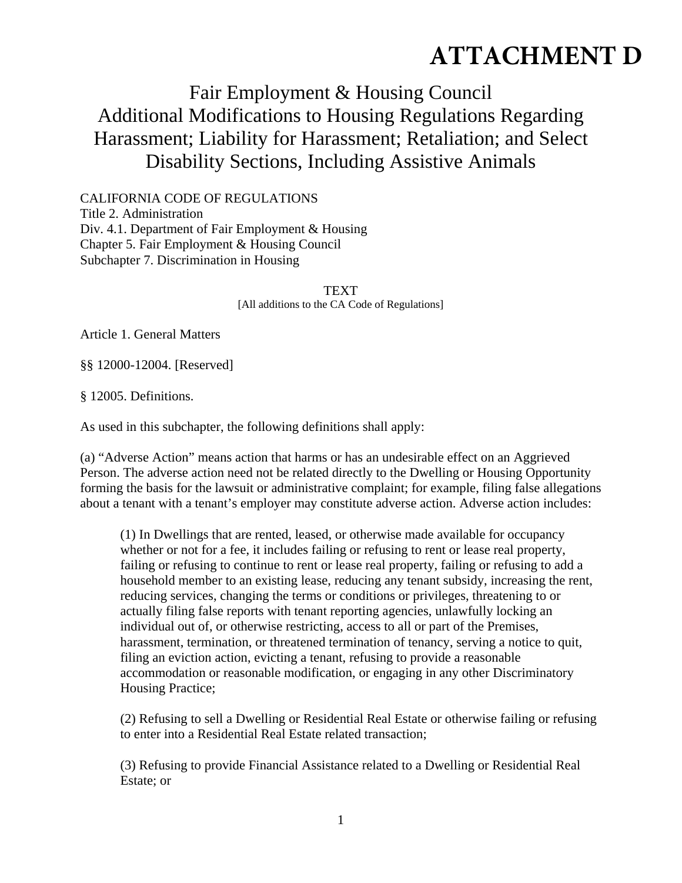# ATTACHMENT D

## Fair Employment & Housing Council
## Additional Modifications to Housing Regulations Regarding Harassment; Liability for Harassment; Retaliation; and Select Disability Sections, Including Assistive Animals

CALIFORNIA CODE OF REGULATIONS
Title 2. Administration
Div. 4.1. Department of Fair Employment & Housing
Chapter 5. Fair Employment & Housing Council
Subchapter 7. Discrimination in Housing

TEXT
[All additions to the CA Code of Regulations]

Article 1. General Matters

§§ 12000-12004. [Reserved]

§ 12005. Definitions.

As used in this subchapter, the following definitions shall apply:

(a) "Adverse Action" means action that harms or has an undesirable effect on an Aggrieved Person. The adverse action need not be related directly to the Dwelling or Housing Opportunity forming the basis for the lawsuit or administrative complaint; for example, filing false allegations about a tenant with a tenant's employer may constitute adverse action. Adverse action includes:

> (1) In Dwellings that are rented, leased, or otherwise made available for occupancy whether or not for a fee, it includes failing or refusing to rent or lease real property, failing or refusing to continue to rent or lease real property, failing or refusing to add a household member to an existing lease, reducing any tenant subsidy, increasing the rent, reducing services, changing the terms or conditions or privileges, threatening to or actually filing false reports with tenant reporting agencies, unlawfully locking an individual out of, or otherwise restricting, access to all or part of the Premises, harassment, termination, or threatened termination of tenancy, serving a notice to quit, filing an eviction action, evicting a tenant, refusing to provide a reasonable accommodation or reasonable modification, or engaging in any other Discriminatory Housing Practice;
>
> (2) Refusing to sell a Dwelling or Residential Real Estate or otherwise failing or refusing to enter into a Residential Real Estate related transaction;
>
> (3) Refusing to provide Financial Assistance related to a Dwelling or Residential Real Estate; or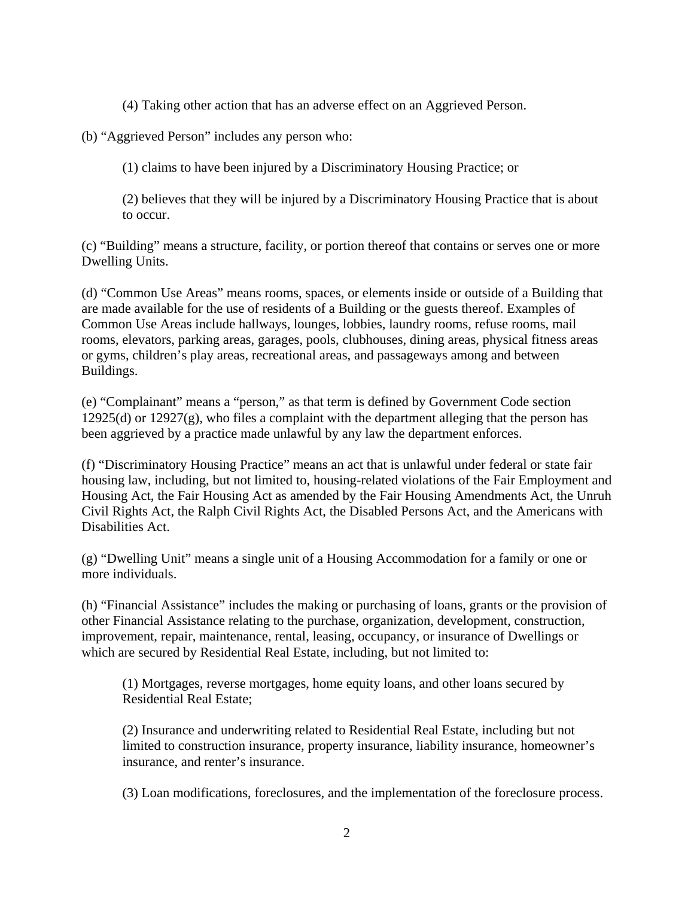(4) Taking other action that has an adverse effect on an Aggrieved Person.

(b) "Aggrieved Person" includes any person who:

(1) claims to have been injured by a Discriminatory Housing Practice; or

(2) believes that they will be injured by a Discriminatory Housing Practice that is about to occur.

(c) "Building" means a structure, facility, or portion thereof that contains or serves one or more Dwelling Units.

(d) "Common Use Areas" means rooms, spaces, or elements inside or outside of a Building that are made available for the use of residents of a Building or the guests thereof. Examples of Common Use Areas include hallways, lounges, lobbies, laundry rooms, refuse rooms, mail rooms, elevators, parking areas, garages, pools, clubhouses, dining areas, physical fitness areas or gyms, children's play areas, recreational areas, and passageways among and between Buildings.

(e) "Complainant" means a "person," as that term is defined by Government Code section 12925(d) or 12927(g), who files a complaint with the department alleging that the person has been aggrieved by a practice made unlawful by any law the department enforces.

(f) "Discriminatory Housing Practice" means an act that is unlawful under federal or state fair housing law, including, but not limited to, housing-related violations of the Fair Employment and Housing Act, the Fair Housing Act as amended by the Fair Housing Amendments Act, the Unruh Civil Rights Act, the Ralph Civil Rights Act, the Disabled Persons Act, and the Americans with Disabilities Act.

(g) "Dwelling Unit" means a single unit of a Housing Accommodation for a family or one or more individuals.

(h) "Financial Assistance" includes the making or purchasing of loans, grants or the provision of other Financial Assistance relating to the purchase, organization, development, construction, improvement, repair, maintenance, rental, leasing, occupancy, or insurance of Dwellings or which are secured by Residential Real Estate, including, but not limited to:

(1) Mortgages, reverse mortgages, home equity loans, and other loans secured by Residential Real Estate;

(2) Insurance and underwriting related to Residential Real Estate, including but not limited to construction insurance, property insurance, liability insurance, homeowner's insurance, and renter's insurance.

(3) Loan modifications, foreclosures, and the implementation of the foreclosure process.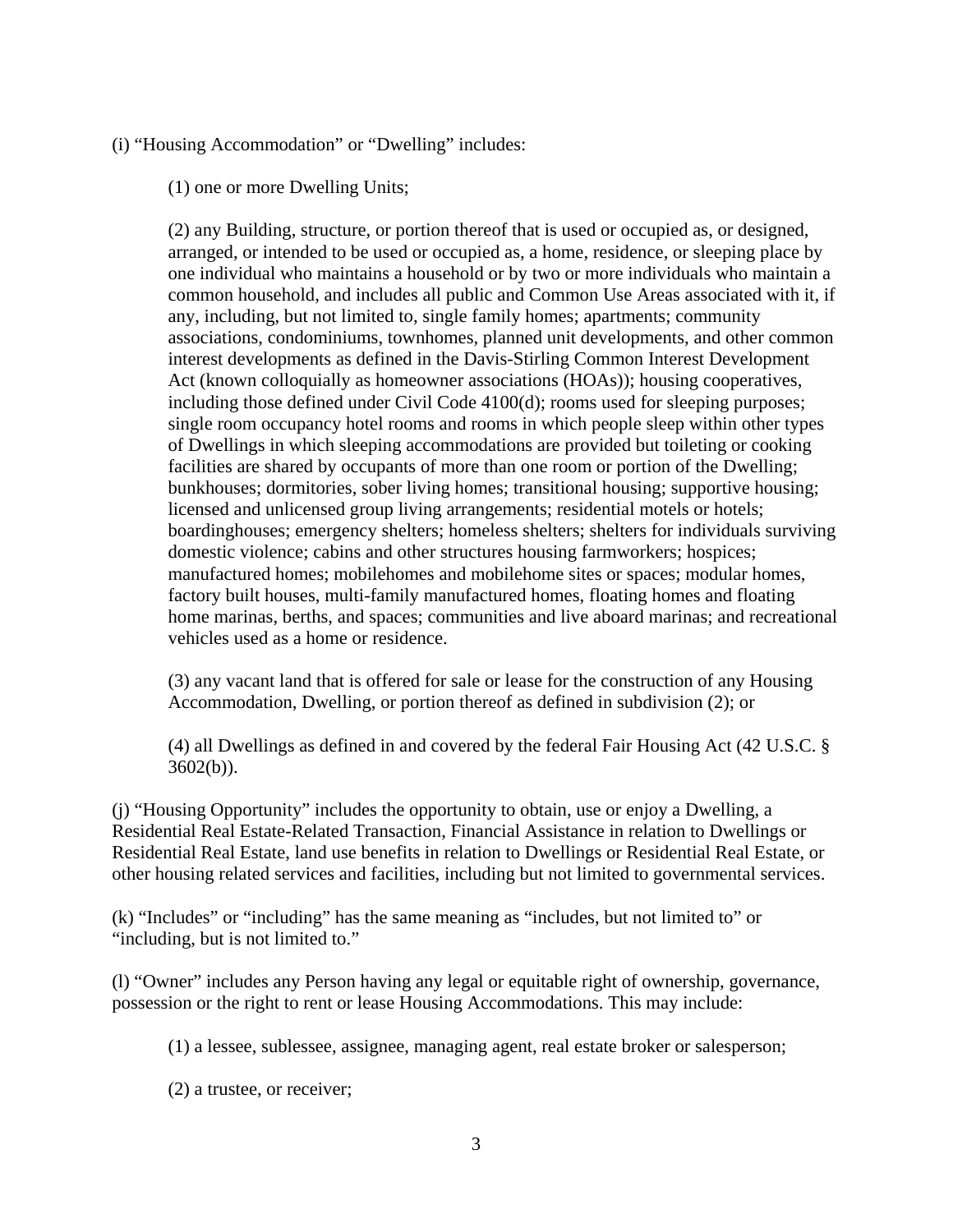(i) "Housing Accommodation" or "Dwelling" includes:

(1) one or more Dwelling Units;

(2) any Building, structure, or portion thereof that is used or occupied as, or designed, arranged, or intended to be used or occupied as, a home, residence, or sleeping place by one individual who maintains a household or by two or more individuals who maintain a common household, and includes all public and Common Use Areas associated with it, if any, including, but not limited to, single family homes; apartments; community associations, condominiums, townhomes, planned unit developments, and other common interest developments as defined in the Davis-Stirling Common Interest Development Act (known colloquially as homeowner associations (HOAs)); housing cooperatives, including those defined under Civil Code 4100(d); rooms used for sleeping purposes; single room occupancy hotel rooms and rooms in which people sleep within other types of Dwellings in which sleeping accommodations are provided but toileting or cooking facilities are shared by occupants of more than one room or portion of the Dwelling; bunkhouses; dormitories, sober living homes; transitional housing; supportive housing; licensed and unlicensed group living arrangements; residential motels or hotels; boardinghouses; emergency shelters; homeless shelters; shelters for individuals surviving domestic violence; cabins and other structures housing farmworkers; hospices; manufactured homes; mobilehomes and mobilehome sites or spaces; modular homes, factory built houses, multi-family manufactured homes, floating homes and floating home marinas, berths, and spaces; communities and live aboard marinas; and recreational vehicles used as a home or residence.

(3) any vacant land that is offered for sale or lease for the construction of any Housing Accommodation, Dwelling, or portion thereof as defined in subdivision (2); or

(4) all Dwellings as defined in and covered by the federal Fair Housing Act (42 U.S.C. § 3602(b)).

(j) "Housing Opportunity" includes the opportunity to obtain, use or enjoy a Dwelling, a Residential Real Estate-Related Transaction, Financial Assistance in relation to Dwellings or Residential Real Estate, land use benefits in relation to Dwellings or Residential Real Estate, or other housing related services and facilities, including but not limited to governmental services.

(k) "Includes" or "including" has the same meaning as "includes, but not limited to" or "including, but is not limited to."

(l) "Owner" includes any Person having any legal or equitable right of ownership, governance, possession or the right to rent or lease Housing Accommodations. This may include:

(1) a lessee, sublessee, assignee, managing agent, real estate broker or salesperson;

(2) a trustee, or receiver;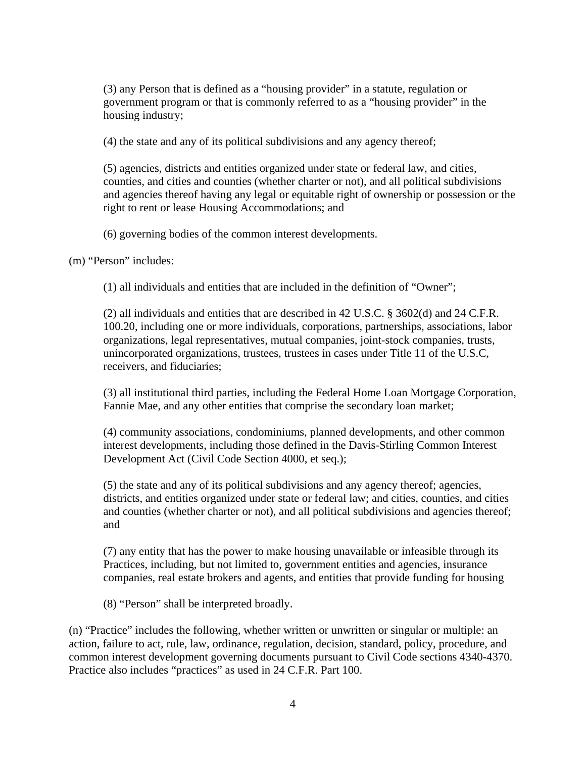(3) any Person that is defined as a "housing provider" in a statute, regulation or government program or that is commonly referred to as a "housing provider" in the housing industry;

(4) the state and any of its political subdivisions and any agency thereof;

(5) agencies, districts and entities organized under state or federal law, and cities, counties, and cities and counties (whether charter or not), and all political subdivisions and agencies thereof having any legal or equitable right of ownership or possession or the right to rent or lease Housing Accommodations; and

(6) governing bodies of the common interest developments.

(m) "Person" includes:

(1) all individuals and entities that are included in the definition of "Owner";

(2) all individuals and entities that are described in 42 U.S.C. § 3602(d) and 24 C.F.R. 100.20, including one or more individuals, corporations, partnerships, associations, labor organizations, legal representatives, mutual companies, joint-stock companies, trusts, unincorporated organizations, trustees, trustees in cases under Title 11 of the U.S.C, receivers, and fiduciaries;

(3) all institutional third parties, including the Federal Home Loan Mortgage Corporation, Fannie Mae, and any other entities that comprise the secondary loan market;

(4) community associations, condominiums, planned developments, and other common interest developments, including those defined in the Davis-Stirling Common Interest Development Act (Civil Code Section 4000, et seq.);

(5) the state and any of its political subdivisions and any agency thereof; agencies, districts, and entities organized under state or federal law; and cities, counties, and cities and counties (whether charter or not), and all political subdivisions and agencies thereof; and

(7) any entity that has the power to make housing unavailable or infeasible through its Practices, including, but not limited to, government entities and agencies, insurance companies, real estate brokers and agents, and entities that provide funding for housing

(8) "Person" shall be interpreted broadly.

(n) "Practice" includes the following, whether written or unwritten or singular or multiple: an action, failure to act, rule, law, ordinance, regulation, decision, standard, policy, procedure, and common interest development governing documents pursuant to Civil Code sections 4340-4370. Practice also includes "practices" as used in 24 C.F.R. Part 100.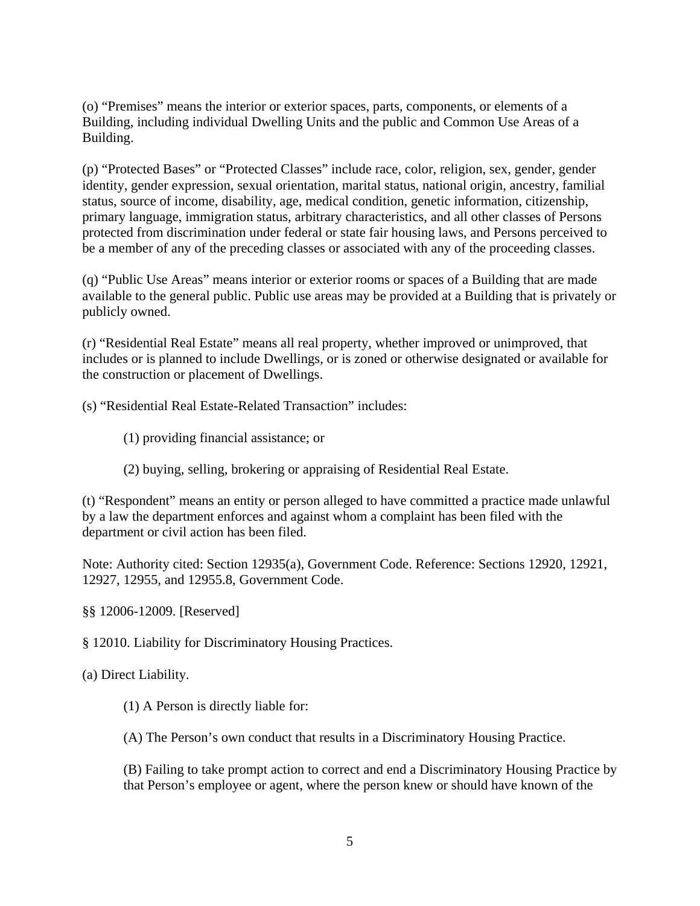(o) "Premises" means the interior or exterior spaces, parts, components, or elements of a Building, including individual Dwelling Units and the public and Common Use Areas of a Building.

(p) "Protected Bases" or "Protected Classes" include race, color, religion, sex, gender, gender identity, gender expression, sexual orientation, marital status, national origin, ancestry, familial status, source of income, disability, age, medical condition, genetic information, citizenship, primary language, immigration status, arbitrary characteristics, and all other classes of Persons protected from discrimination under federal or state fair housing laws, and Persons perceived to be a member of any of the preceding classes or associated with any of the proceeding classes.

(q) "Public Use Areas" means interior or exterior rooms or spaces of a Building that are made available to the general public. Public use areas may be provided at a Building that is privately or publicly owned.

(r) "Residential Real Estate" means all real property, whether improved or unimproved, that includes or is planned to include Dwellings, or is zoned or otherwise designated or available for the construction or placement of Dwellings.

(s) "Residential Real Estate-Related Transaction" includes:

(1) providing financial assistance; or

(2) buying, selling, brokering or appraising of Residential Real Estate.

(t) "Respondent" means an entity or person alleged to have committed a practice made unlawful by a law the department enforces and against whom a complaint has been filed with the department or civil action has been filed.

Note: Authority cited: Section 12935(a), Government Code. Reference: Sections 12920, 12921, 12927, 12955, and 12955.8, Government Code.

§§ 12006-12009. [Reserved]

§ 12010. Liability for Discriminatory Housing Practices.

(a) Direct Liability.

(1) A Person is directly liable for:

(A) The Person's own conduct that results in a Discriminatory Housing Practice.

(B) Failing to take prompt action to correct and end a Discriminatory Housing Practice by that Person's employee or agent, where the person knew or should have known of the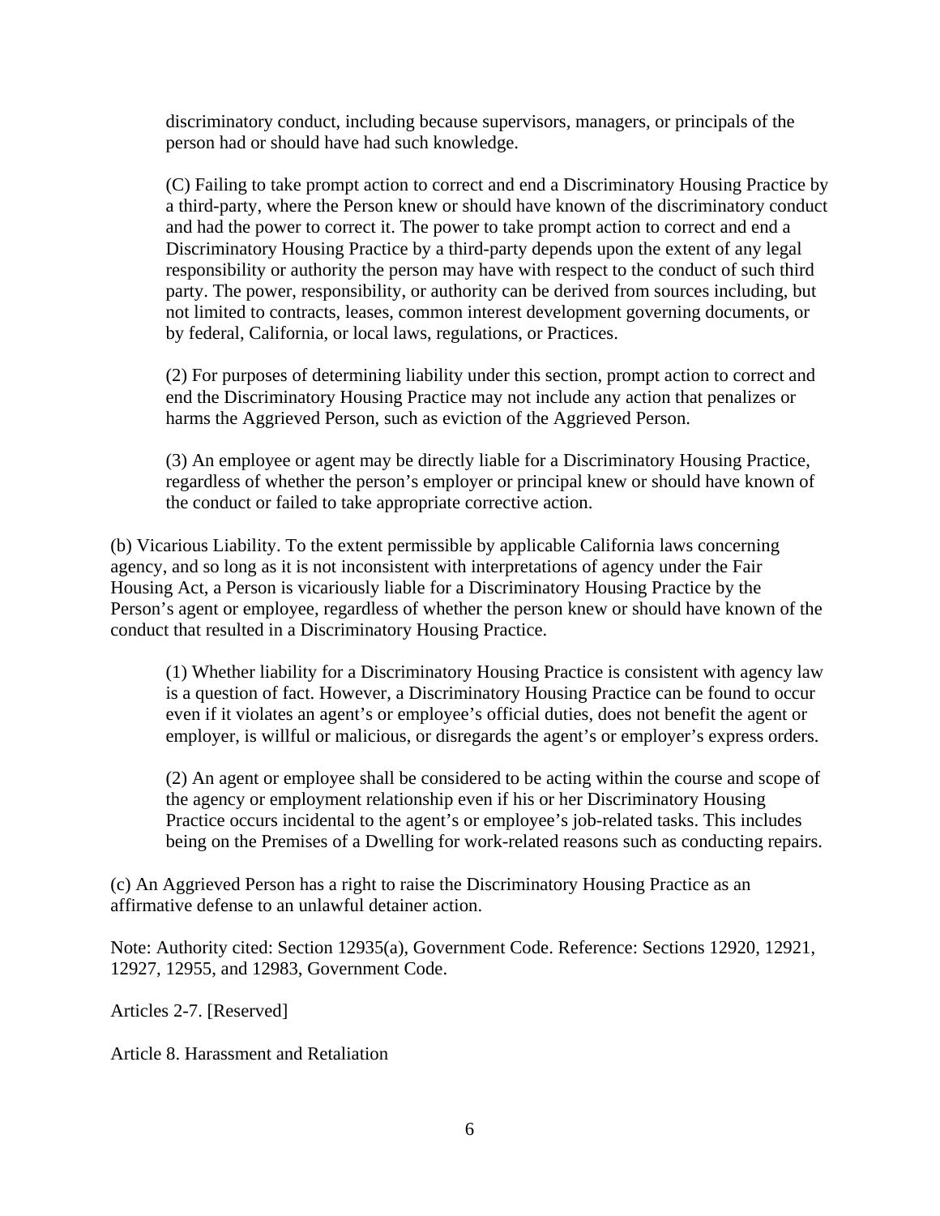discriminatory conduct, including because supervisors, managers, or principals of the person had or should have had such knowledge.

(C) Failing to take prompt action to correct and end a Discriminatory Housing Practice by a third-party, where the Person knew or should have known of the discriminatory conduct and had the power to correct it. The power to take prompt action to correct and end a Discriminatory Housing Practice by a third-party depends upon the extent of any legal responsibility or authority the person may have with respect to the conduct of such third party. The power, responsibility, or authority can be derived from sources including, but not limited to contracts, leases, common interest development governing documents, or by federal, California, or local laws, regulations, or Practices.

(2) For purposes of determining liability under this section, prompt action to correct and end the Discriminatory Housing Practice may not include any action that penalizes or harms the Aggrieved Person, such as eviction of the Aggrieved Person.

(3) An employee or agent may be directly liable for a Discriminatory Housing Practice, regardless of whether the person's employer or principal knew or should have known of the conduct or failed to take appropriate corrective action.

(b) Vicarious Liability. To the extent permissible by applicable California laws concerning agency, and so long as it is not inconsistent with interpretations of agency under the Fair Housing Act, a Person is vicariously liable for a Discriminatory Housing Practice by the Person's agent or employee, regardless of whether the person knew or should have known of the conduct that resulted in a Discriminatory Housing Practice.

(1) Whether liability for a Discriminatory Housing Practice is consistent with agency law is a question of fact. However, a Discriminatory Housing Practice can be found to occur even if it violates an agent's or employee's official duties, does not benefit the agent or employer, is willful or malicious, or disregards the agent's or employer's express orders.

(2) An agent or employee shall be considered to be acting within the course and scope of the agency or employment relationship even if his or her Discriminatory Housing Practice occurs incidental to the agent's or employee's job-related tasks. This includes being on the Premises of a Dwelling for work-related reasons such as conducting repairs.

(c) An Aggrieved Person has a right to raise the Discriminatory Housing Practice as an affirmative defense to an unlawful detainer action.

Note: Authority cited: Section 12935(a), Government Code. Reference: Sections 12920, 12921, 12927, 12955, and 12983, Government Code.

Articles 2-7. [Reserved]

Article 8. Harassment and Retaliation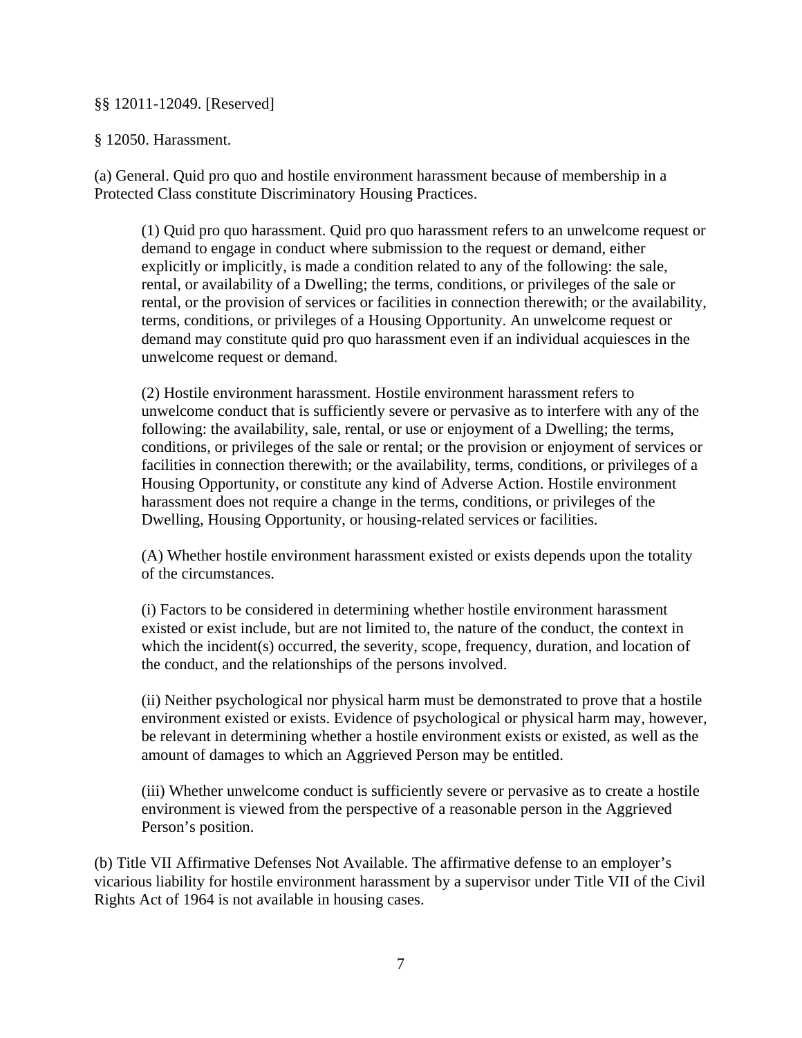§§ 12011-12049. [Reserved]

§ 12050. Harassment.

(a) General. Quid pro quo and hostile environment harassment because of membership in a Protected Class constitute Discriminatory Housing Practices.

(1) Quid pro quo harassment. Quid pro quo harassment refers to an unwelcome request or demand to engage in conduct where submission to the request or demand, either explicitly or implicitly, is made a condition related to any of the following: the sale, rental, or availability of a Dwelling; the terms, conditions, or privileges of the sale or rental, or the provision of services or facilities in connection therewith; or the availability, terms, conditions, or privileges of a Housing Opportunity. An unwelcome request or demand may constitute quid pro quo harassment even if an individual acquiesces in the unwelcome request or demand.

(2) Hostile environment harassment. Hostile environment harassment refers to unwelcome conduct that is sufficiently severe or pervasive as to interfere with any of the following: the availability, sale, rental, or use or enjoyment of a Dwelling; the terms, conditions, or privileges of the sale or rental; or the provision or enjoyment of services or facilities in connection therewith; or the availability, terms, conditions, or privileges of a Housing Opportunity, or constitute any kind of Adverse Action. Hostile environment harassment does not require a change in the terms, conditions, or privileges of the Dwelling, Housing Opportunity, or housing-related services or facilities.

(A) Whether hostile environment harassment existed or exists depends upon the totality of the circumstances.

(i) Factors to be considered in determining whether hostile environment harassment existed or exist include, but are not limited to, the nature of the conduct, the context in which the incident(s) occurred, the severity, scope, frequency, duration, and location of the conduct, and the relationships of the persons involved.

(ii) Neither psychological nor physical harm must be demonstrated to prove that a hostile environment existed or exists. Evidence of psychological or physical harm may, however, be relevant in determining whether a hostile environment exists or existed, as well as the amount of damages to which an Aggrieved Person may be entitled.

(iii) Whether unwelcome conduct is sufficiently severe or pervasive as to create a hostile environment is viewed from the perspective of a reasonable person in the Aggrieved Person's position.

(b) Title VII Affirmative Defenses Not Available. The affirmative defense to an employer's vicarious liability for hostile environment harassment by a supervisor under Title VII of the Civil Rights Act of 1964 is not available in housing cases.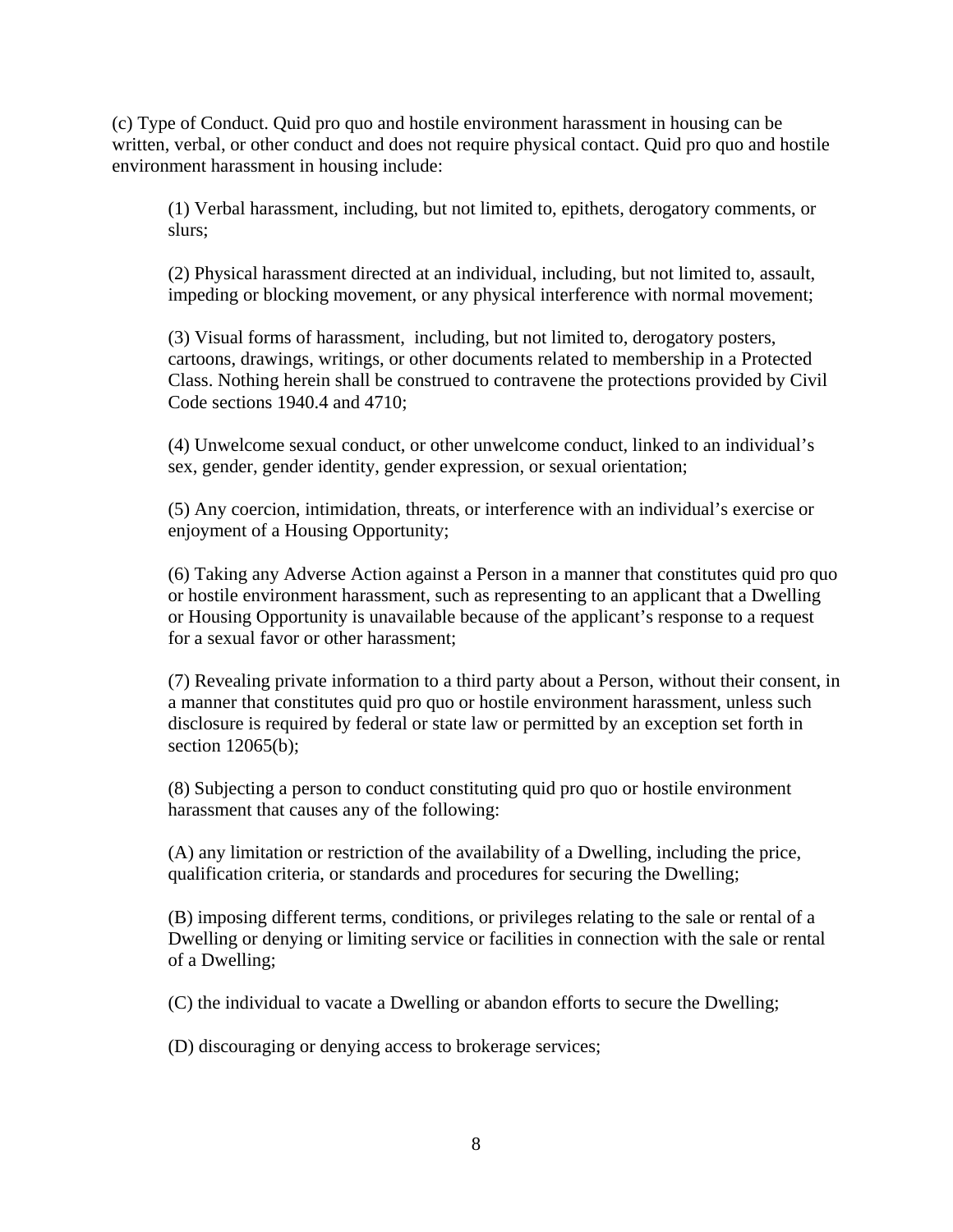(c) Type of Conduct. Quid pro quo and hostile environment harassment in housing can be written, verbal, or other conduct and does not require physical contact. Quid pro quo and hostile environment harassment in housing include:

(1) Verbal harassment, including, but not limited to, epithets, derogatory comments, or slurs;

(2) Physical harassment directed at an individual, including, but not limited to, assault, impeding or blocking movement, or any physical interference with normal movement;

(3) Visual forms of harassment, including, but not limited to, derogatory posters, cartoons, drawings, writings, or other documents related to membership in a Protected Class. Nothing herein shall be construed to contravene the protections provided by Civil Code sections 1940.4 and 4710;

(4) Unwelcome sexual conduct, or other unwelcome conduct, linked to an individual's sex, gender, gender identity, gender expression, or sexual orientation;

(5) Any coercion, intimidation, threats, or interference with an individual's exercise or enjoyment of a Housing Opportunity;

(6) Taking any Adverse Action against a Person in a manner that constitutes quid pro quo or hostile environment harassment, such as representing to an applicant that a Dwelling or Housing Opportunity is unavailable because of the applicant's response to a request for a sexual favor or other harassment;

(7) Revealing private information to a third party about a Person, without their consent, in a manner that constitutes quid pro quo or hostile environment harassment, unless such disclosure is required by federal or state law or permitted by an exception set forth in section 12065(b);

(8) Subjecting a person to conduct constituting quid pro quo or hostile environment harassment that causes any of the following:

(A) any limitation or restriction of the availability of a Dwelling, including the price, qualification criteria, or standards and procedures for securing the Dwelling;

(B) imposing different terms, conditions, or privileges relating to the sale or rental of a Dwelling or denying or limiting service or facilities in connection with the sale or rental of a Dwelling;

(C) the individual to vacate a Dwelling or abandon efforts to secure the Dwelling;

(D) discouraging or denying access to brokerage services;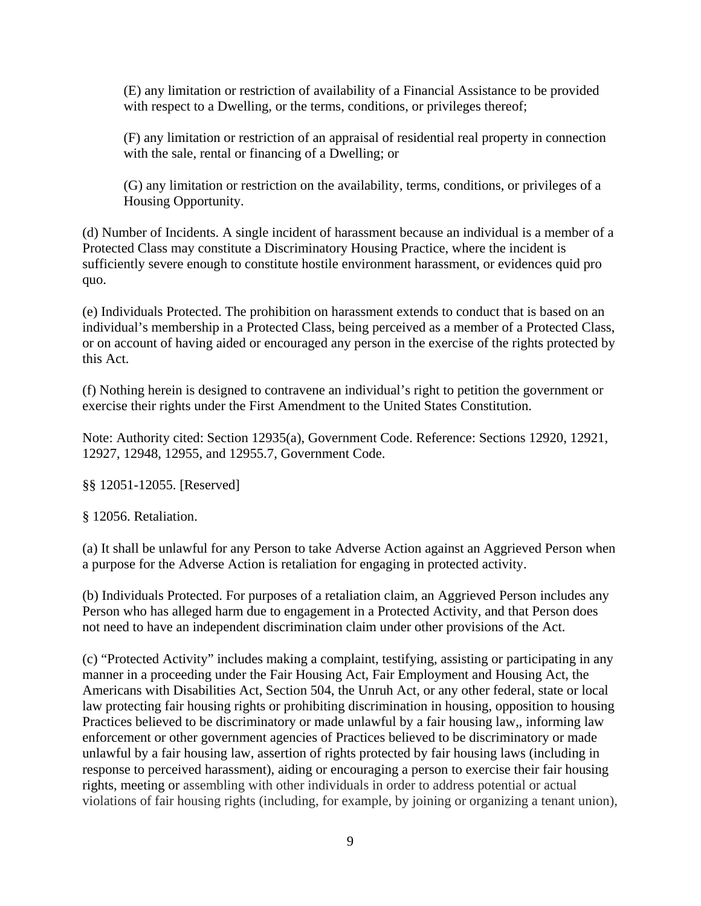(E) any limitation or restriction of availability of a Financial Assistance to be provided with respect to a Dwelling, or the terms, conditions, or privileges thereof;

(F) any limitation or restriction of an appraisal of residential real property in connection with the sale, rental or financing of a Dwelling; or

(G) any limitation or restriction on the availability, terms, conditions, or privileges of a Housing Opportunity.

(d) Number of Incidents. A single incident of harassment because an individual is a member of a Protected Class may constitute a Discriminatory Housing Practice, where the incident is sufficiently severe enough to constitute hostile environment harassment, or evidences quid pro quo.

(e) Individuals Protected. The prohibition on harassment extends to conduct that is based on an individual's membership in a Protected Class, being perceived as a member of a Protected Class, or on account of having aided or encouraged any person in the exercise of the rights protected by this Act.

(f) Nothing herein is designed to contravene an individual's right to petition the government or exercise their rights under the First Amendment to the United States Constitution.

Note: Authority cited: Section 12935(a), Government Code. Reference: Sections 12920, 12921, 12927, 12948, 12955, and 12955.7, Government Code.

§§ 12051-12055. [Reserved]

§ 12056. Retaliation.

(a) It shall be unlawful for any Person to take Adverse Action against an Aggrieved Person when a purpose for the Adverse Action is retaliation for engaging in protected activity.

(b) Individuals Protected. For purposes of a retaliation claim, an Aggrieved Person includes any Person who has alleged harm due to engagement in a Protected Activity, and that Person does not need to have an independent discrimination claim under other provisions of the Act.

(c) "Protected Activity" includes making a complaint, testifying, assisting or participating in any manner in a proceeding under the Fair Housing Act, Fair Employment and Housing Act, the Americans with Disabilities Act, Section 504, the Unruh Act, or any other federal, state or local law protecting fair housing rights or prohibiting discrimination in housing, opposition to housing Practices believed to be discriminatory or made unlawful by a fair housing law,, informing law enforcement or other government agencies of Practices believed to be discriminatory or made unlawful by a fair housing law, assertion of rights protected by fair housing laws (including in response to perceived harassment), aiding or encouraging a person to exercise their fair housing rights, meeting or assembling with other individuals in order to address potential or actual violations of fair housing rights (including, for example, by joining or organizing a tenant union),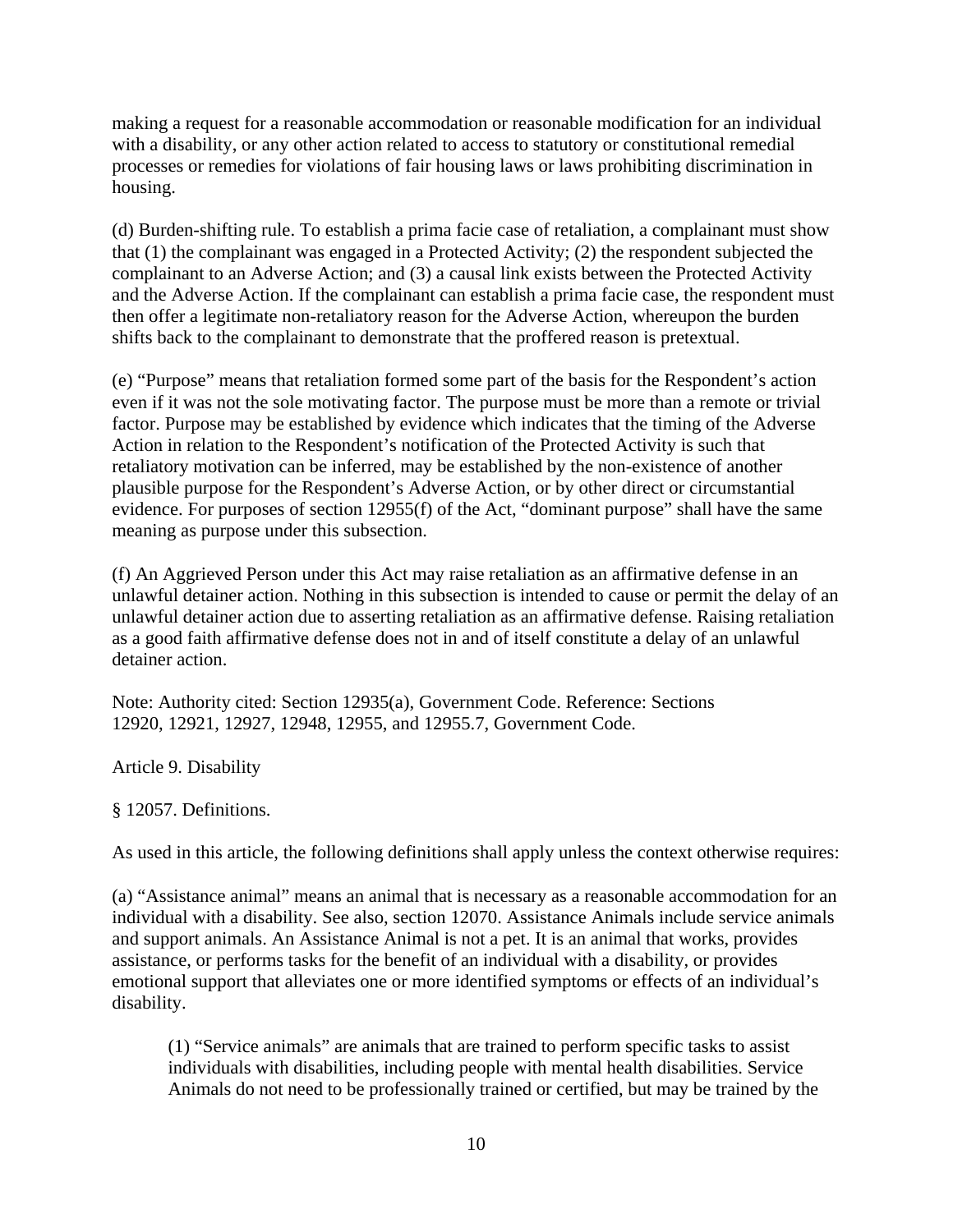making a request for a reasonable accommodation or reasonable modification for an individual with a disability, or any other action related to access to statutory or constitutional remedial processes or remedies for violations of fair housing laws or laws prohibiting discrimination in housing.

(d) Burden-shifting rule. To establish a prima facie case of retaliation, a complainant must show that (1) the complainant was engaged in a Protected Activity; (2) the respondent subjected the complainant to an Adverse Action; and (3) a causal link exists between the Protected Activity and the Adverse Action. If the complainant can establish a prima facie case, the respondent must then offer a legitimate non-retaliatory reason for the Adverse Action, whereupon the burden shifts back to the complainant to demonstrate that the proffered reason is pretextual.

(e) "Purpose" means that retaliation formed some part of the basis for the Respondent's action even if it was not the sole motivating factor. The purpose must be more than a remote or trivial factor. Purpose may be established by evidence which indicates that the timing of the Adverse Action in relation to the Respondent's notification of the Protected Activity is such that retaliatory motivation can be inferred, may be established by the non-existence of another plausible purpose for the Respondent's Adverse Action, or by other direct or circumstantial evidence. For purposes of section 12955(f) of the Act, "dominant purpose" shall have the same meaning as purpose under this subsection.

(f) An Aggrieved Person under this Act may raise retaliation as an affirmative defense in an unlawful detainer action. Nothing in this subsection is intended to cause or permit the delay of an unlawful detainer action due to asserting retaliation as an affirmative defense. Raising retaliation as a good faith affirmative defense does not in and of itself constitute a delay of an unlawful detainer action.

Note: Authority cited: Section 12935(a), Government Code. Reference: Sections 12920, 12921, 12927, 12948, 12955, and 12955.7, Government Code.

Article 9. Disability

§ 12057. Definitions.

As used in this article, the following definitions shall apply unless the context otherwise requires:

(a) "Assistance animal" means an animal that is necessary as a reasonable accommodation for an individual with a disability. See also, section 12070. Assistance Animals include service animals and support animals. An Assistance Animal is not a pet. It is an animal that works, provides assistance, or performs tasks for the benefit of an individual with a disability, or provides emotional support that alleviates one or more identified symptoms or effects of an individual's disability.

> (1) "Service animals" are animals that are trained to perform specific tasks to assist individuals with disabilities, including people with mental health disabilities. Service Animals do not need to be professionally trained or certified, but may be trained by the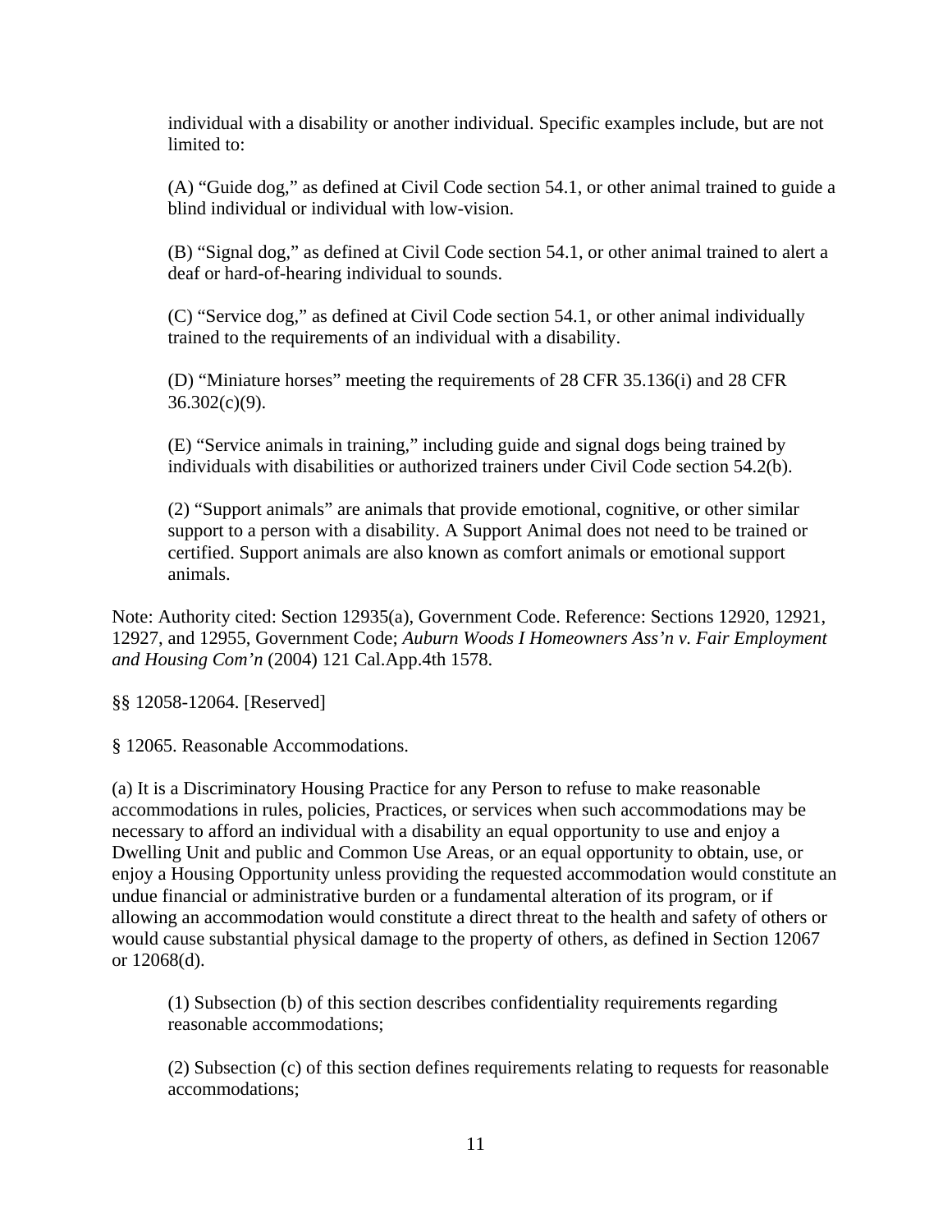individual with a disability or another individual. Specific examples include, but are not limited to:

(A) "Guide dog," as defined at Civil Code section 54.1, or other animal trained to guide a blind individual or individual with low-vision.

(B) "Signal dog," as defined at Civil Code section 54.1, or other animal trained to alert a deaf or hard-of-hearing individual to sounds.

(C) "Service dog," as defined at Civil Code section 54.1, or other animal individually trained to the requirements of an individual with a disability.

(D) "Miniature horses" meeting the requirements of 28 CFR 35.136(i) and 28 CFR 36.302(c)(9).

(E) "Service animals in training," including guide and signal dogs being trained by individuals with disabilities or authorized trainers under Civil Code section 54.2(b).

(2) "Support animals" are animals that provide emotional, cognitive, or other similar support to a person with a disability. A Support Animal does not need to be trained or certified. Support animals are also known as comfort animals or emotional support animals.

Note: Authority cited: Section 12935(a), Government Code. Reference: Sections 12920, 12921, 12927, and 12955, Government Code; *Auburn Woods I Homeowners Ass'n v. Fair Employment and Housing Com'n* (2004) 121 Cal.App.4th 1578.

§§ 12058-12064. [Reserved]

§ 12065. Reasonable Accommodations.

(a) It is a Discriminatory Housing Practice for any Person to refuse to make reasonable accommodations in rules, policies, Practices, or services when such accommodations may be necessary to afford an individual with a disability an equal opportunity to use and enjoy a Dwelling Unit and public and Common Use Areas, or an equal opportunity to obtain, use, or enjoy a Housing Opportunity unless providing the requested accommodation would constitute an undue financial or administrative burden or a fundamental alteration of its program, or if allowing an accommodation would constitute a direct threat to the health and safety of others or would cause substantial physical damage to the property of others, as defined in Section 12067 or 12068(d).

(1) Subsection (b) of this section describes confidentiality requirements regarding reasonable accommodations;

(2) Subsection (c) of this section defines requirements relating to requests for reasonable accommodations;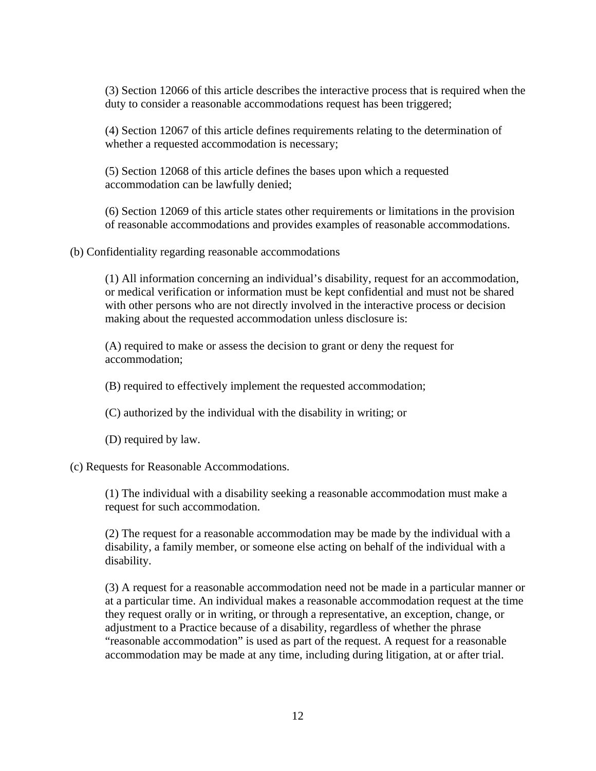(3) Section 12066 of this article describes the interactive process that is required when the duty to consider a reasonable accommodations request has been triggered;

(4) Section 12067 of this article defines requirements relating to the determination of whether a requested accommodation is necessary;

(5) Section 12068 of this article defines the bases upon which a requested accommodation can be lawfully denied;

(6) Section 12069 of this article states other requirements or limitations in the provision of reasonable accommodations and provides examples of reasonable accommodations.

(b) Confidentiality regarding reasonable accommodations

(1) All information concerning an individual's disability, request for an accommodation, or medical verification or information must be kept confidential and must not be shared with other persons who are not directly involved in the interactive process or decision making about the requested accommodation unless disclosure is:

(A) required to make or assess the decision to grant or deny the request for accommodation;

(B) required to effectively implement the requested accommodation;

(C) authorized by the individual with the disability in writing; or

(D) required by law.

(c) Requests for Reasonable Accommodations.

(1) The individual with a disability seeking a reasonable accommodation must make a request for such accommodation.

(2) The request for a reasonable accommodation may be made by the individual with a disability, a family member, or someone else acting on behalf of the individual with a disability.

(3) A request for a reasonable accommodation need not be made in a particular manner or at a particular time. An individual makes a reasonable accommodation request at the time they request orally or in writing, or through a representative, an exception, change, or adjustment to a Practice because of a disability, regardless of whether the phrase "reasonable accommodation" is used as part of the request. A request for a reasonable accommodation may be made at any time, including during litigation, at or after trial.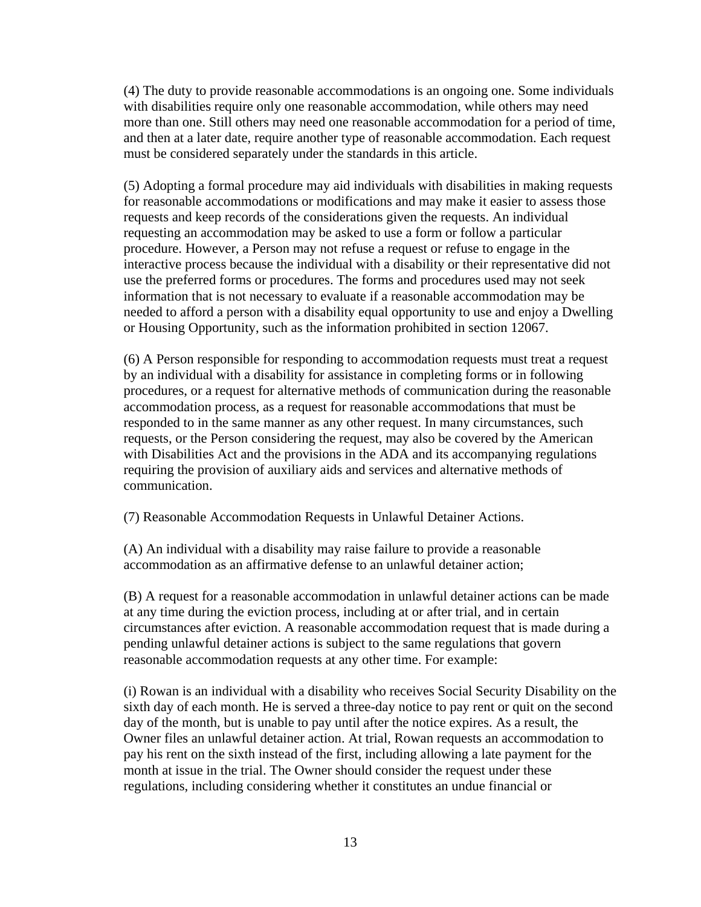(4) The duty to provide reasonable accommodations is an ongoing one. Some individuals with disabilities require only one reasonable accommodation, while others may need more than one. Still others may need one reasonable accommodation for a period of time, and then at a later date, require another type of reasonable accommodation. Each request must be considered separately under the standards in this article.

(5) Adopting a formal procedure may aid individuals with disabilities in making requests for reasonable accommodations or modifications and may make it easier to assess those requests and keep records of the considerations given the requests. An individual requesting an accommodation may be asked to use a form or follow a particular procedure. However, a Person may not refuse a request or refuse to engage in the interactive process because the individual with a disability or their representative did not use the preferred forms or procedures. The forms and procedures used may not seek information that is not necessary to evaluate if a reasonable accommodation may be needed to afford a person with a disability equal opportunity to use and enjoy a Dwelling or Housing Opportunity, such as the information prohibited in section 12067.

(6) A Person responsible for responding to accommodation requests must treat a request by an individual with a disability for assistance in completing forms or in following procedures, or a request for alternative methods of communication during the reasonable accommodation process, as a request for reasonable accommodations that must be responded to in the same manner as any other request. In many circumstances, such requests, or the Person considering the request, may also be covered by the American with Disabilities Act and the provisions in the ADA and its accompanying regulations requiring the provision of auxiliary aids and services and alternative methods of communication.

(7) Reasonable Accommodation Requests in Unlawful Detainer Actions.

(A) An individual with a disability may raise failure to provide a reasonable accommodation as an affirmative defense to an unlawful detainer action;

(B) A request for a reasonable accommodation in unlawful detainer actions can be made at any time during the eviction process, including at or after trial, and in certain circumstances after eviction. A reasonable accommodation request that is made during a pending unlawful detainer actions is subject to the same regulations that govern reasonable accommodation requests at any other time. For example:

(i) Rowan is an individual with a disability who receives Social Security Disability on the sixth day of each month. He is served a three-day notice to pay rent or quit on the second day of the month, but is unable to pay until after the notice expires. As a result, the Owner files an unlawful detainer action. At trial, Rowan requests an accommodation to pay his rent on the sixth instead of the first, including allowing a late payment for the month at issue in the trial. The Owner should consider the request under these regulations, including considering whether it constitutes an undue financial or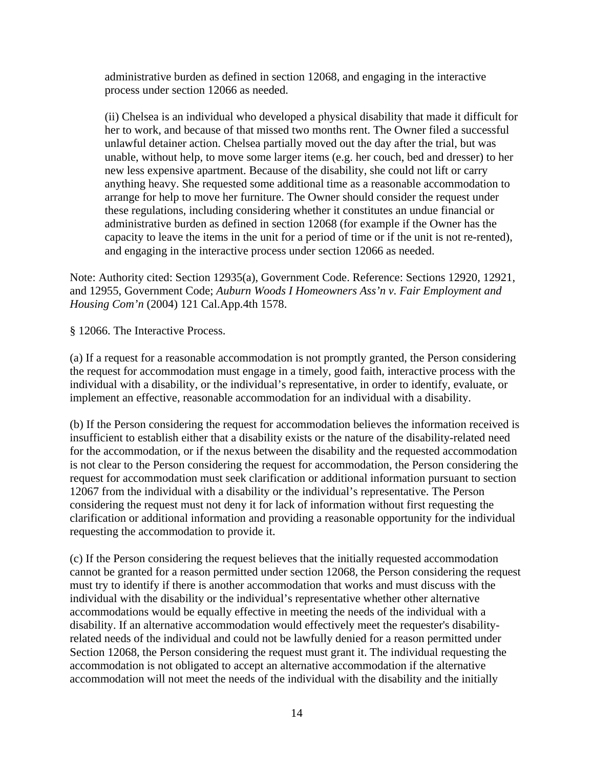administrative burden as defined in section 12068, and engaging in the interactive process under section 12066 as needed.

(ii) Chelsea is an individual who developed a physical disability that made it difficult for her to work, and because of that missed two months rent. The Owner filed a successful unlawful detainer action. Chelsea partially moved out the day after the trial, but was unable, without help, to move some larger items (e.g. her couch, bed and dresser) to her new less expensive apartment. Because of the disability, she could not lift or carry anything heavy. She requested some additional time as a reasonable accommodation to arrange for help to move her furniture. The Owner should consider the request under these regulations, including considering whether it constitutes an undue financial or administrative burden as defined in section 12068 (for example if the Owner has the capacity to leave the items in the unit for a period of time or if the unit is not re-rented), and engaging in the interactive process under section 12066 as needed.

Note: Authority cited: Section 12935(a), Government Code. Reference: Sections 12920, 12921, and 12955, Government Code; *Auburn Woods I Homeowners Ass'n v. Fair Employment and Housing Com'n* (2004) 121 Cal.App.4th 1578.

§ 12066. The Interactive Process.

(a) If a request for a reasonable accommodation is not promptly granted, the Person considering the request for accommodation must engage in a timely, good faith, interactive process with the individual with a disability, or the individual's representative, in order to identify, evaluate, or implement an effective, reasonable accommodation for an individual with a disability.

(b) If the Person considering the request for accommodation believes the information received is insufficient to establish either that a disability exists or the nature of the disability-related need for the accommodation, or if the nexus between the disability and the requested accommodation is not clear to the Person considering the request for accommodation, the Person considering the request for accommodation must seek clarification or additional information pursuant to section 12067 from the individual with a disability or the individual's representative. The Person considering the request must not deny it for lack of information without first requesting the clarification or additional information and providing a reasonable opportunity for the individual requesting the accommodation to provide it.

(c) If the Person considering the request believes that the initially requested accommodation cannot be granted for a reason permitted under section 12068, the Person considering the request must try to identify if there is another accommodation that works and must discuss with the individual with the disability or the individual's representative whether other alternative accommodations would be equally effective in meeting the needs of the individual with a disability. If an alternative accommodation would effectively meet the requester's disability-related needs of the individual and could not be lawfully denied for a reason permitted under Section 12068, the Person considering the request must grant it. The individual requesting the accommodation is not obligated to accept an alternative accommodation if the alternative accommodation will not meet the needs of the individual with the disability and the initially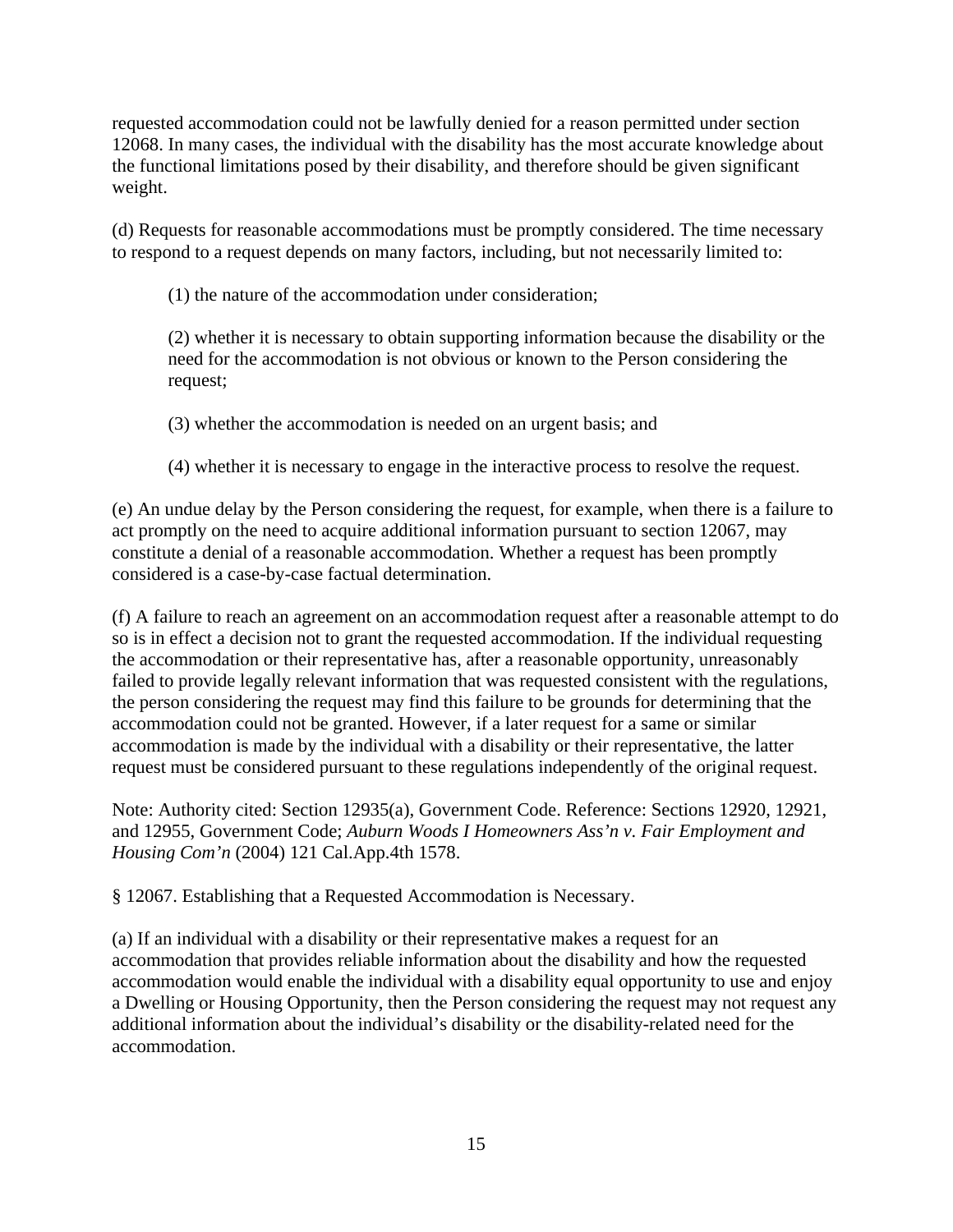requested accommodation could not be lawfully denied for a reason permitted under section 12068. In many cases, the individual with the disability has the most accurate knowledge about the functional limitations posed by their disability, and therefore should be given significant weight.

(d) Requests for reasonable accommodations must be promptly considered. The time necessary to respond to a request depends on many factors, including, but not necessarily limited to:

> (1) the nature of the accommodation under consideration;
>
> (2) whether it is necessary to obtain supporting information because the disability or the need for the accommodation is not obvious or known to the Person considering the request;
>
> (3) whether the accommodation is needed on an urgent basis; and
>
> (4) whether it is necessary to engage in the interactive process to resolve the request.

(e) An undue delay by the Person considering the request, for example, when there is a failure to act promptly on the need to acquire additional information pursuant to section 12067, may constitute a denial of a reasonable accommodation. Whether a request has been promptly considered is a case-by-case factual determination.

(f) A failure to reach an agreement on an accommodation request after a reasonable attempt to do so is in effect a decision not to grant the requested accommodation. If the individual requesting the accommodation or their representative has, after a reasonable opportunity, unreasonably failed to provide legally relevant information that was requested consistent with the regulations, the person considering the request may find this failure to be grounds for determining that the accommodation could not be granted. However, if a later request for a same or similar accommodation is made by the individual with a disability or their representative, the latter request must be considered pursuant to these regulations independently of the original request.

Note: Authority cited: Section 12935(a), Government Code. Reference: Sections 12920, 12921, and 12955, Government Code; *Auburn Woods I Homeowners Ass'n v. Fair Employment and Housing Com'n* (2004) 121 Cal.App.4th 1578.

§ 12067. Establishing that a Requested Accommodation is Necessary.

(a) If an individual with a disability or their representative makes a request for an accommodation that provides reliable information about the disability and how the requested accommodation would enable the individual with a disability equal opportunity to use and enjoy a Dwelling or Housing Opportunity, then the Person considering the request may not request any additional information about the individual's disability or the disability-related need for the accommodation.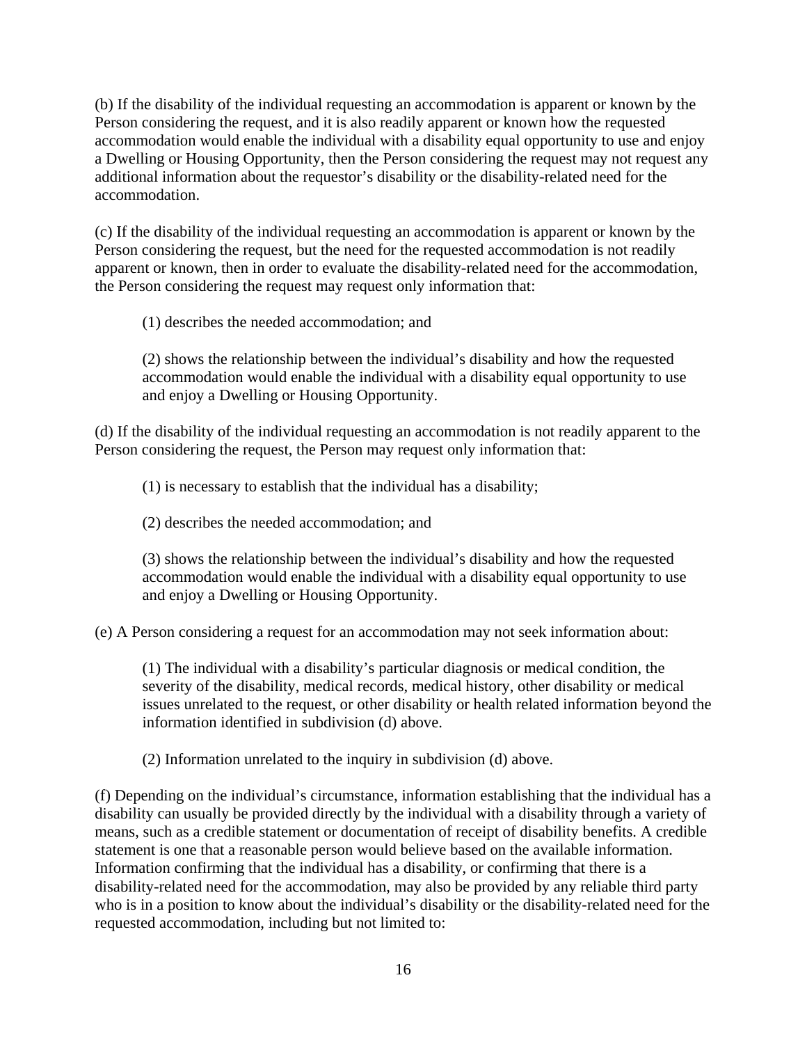(b) If the disability of the individual requesting an accommodation is apparent or known by the Person considering the request, and it is also readily apparent or known how the requested accommodation would enable the individual with a disability equal opportunity to use and enjoy a Dwelling or Housing Opportunity, then the Person considering the request may not request any additional information about the requestor's disability or the disability-related need for the accommodation.

(c) If the disability of the individual requesting an accommodation is apparent or known by the Person considering the request, but the need for the requested accommodation is not readily apparent or known, then in order to evaluate the disability-related need for the accommodation, the Person considering the request may request only information that:

> (1) describes the needed accommodation; and
>
> (2) shows the relationship between the individual's disability and how the requested accommodation would enable the individual with a disability equal opportunity to use and enjoy a Dwelling or Housing Opportunity.

(d) If the disability of the individual requesting an accommodation is not readily apparent to the Person considering the request, the Person may request only information that:

> (1) is necessary to establish that the individual has a disability;
>
> (2) describes the needed accommodation; and
>
> (3) shows the relationship between the individual's disability and how the requested accommodation would enable the individual with a disability equal opportunity to use and enjoy a Dwelling or Housing Opportunity.

(e) A Person considering a request for an accommodation may not seek information about:

> (1) The individual with a disability's particular diagnosis or medical condition, the severity of the disability, medical records, medical history, other disability or medical issues unrelated to the request, or other disability or health related information beyond the information identified in subdivision (d) above.
>
> (2) Information unrelated to the inquiry in subdivision (d) above.

(f) Depending on the individual's circumstance, information establishing that the individual has a disability can usually be provided directly by the individual with a disability through a variety of means, such as a credible statement or documentation of receipt of disability benefits. A credible statement is one that a reasonable person would believe based on the available information. Information confirming that the individual has a disability, or confirming that there is a disability-related need for the accommodation, may also be provided by any reliable third party who is in a position to know about the individual's disability or the disability-related need for the requested accommodation, including but not limited to: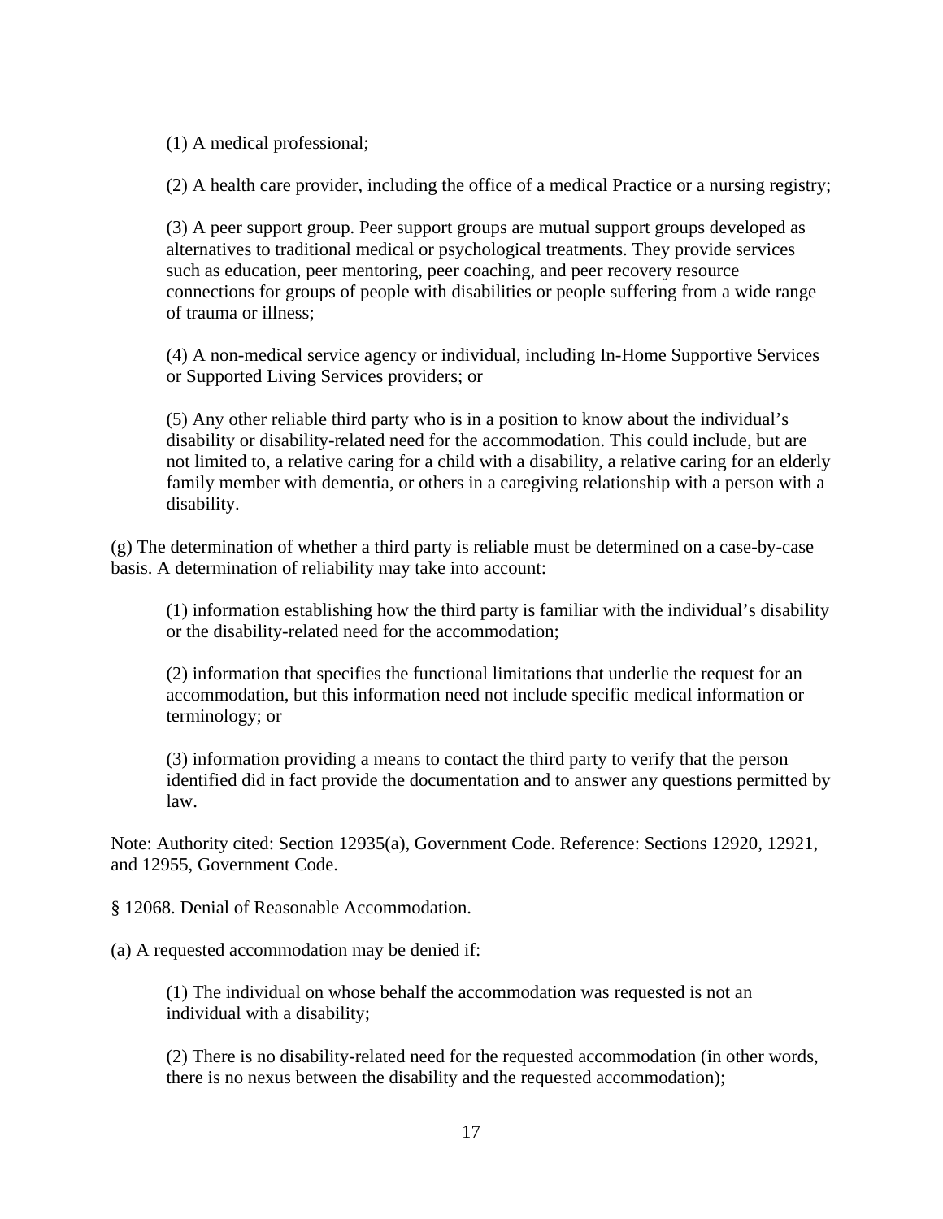(1) A medical professional;

(2) A health care provider, including the office of a medical Practice or a nursing registry;

(3) A peer support group. Peer support groups are mutual support groups developed as alternatives to traditional medical or psychological treatments. They provide services such as education, peer mentoring, peer coaching, and peer recovery resource connections for groups of people with disabilities or people suffering from a wide range of trauma or illness;

(4) A non-medical service agency or individual, including In-Home Supportive Services or Supported Living Services providers; or

(5) Any other reliable third party who is in a position to know about the individual's disability or disability-related need for the accommodation. This could include, but are not limited to, a relative caring for a child with a disability, a relative caring for an elderly family member with dementia, or others in a caregiving relationship with a person with a disability.

(g) The determination of whether a third party is reliable must be determined on a case-by-case basis. A determination of reliability may take into account:

(1) information establishing how the third party is familiar with the individual's disability or the disability-related need for the accommodation;

(2) information that specifies the functional limitations that underlie the request for an accommodation, but this information need not include specific medical information or terminology; or

(3) information providing a means to contact the third party to verify that the person identified did in fact provide the documentation and to answer any questions permitted by law.

Note: Authority cited: Section 12935(a), Government Code. Reference: Sections 12920, 12921, and 12955, Government Code.

§ 12068. Denial of Reasonable Accommodation.

(a) A requested accommodation may be denied if:

(1) The individual on whose behalf the accommodation was requested is not an individual with a disability;

(2) There is no disability-related need for the requested accommodation (in other words, there is no nexus between the disability and the requested accommodation);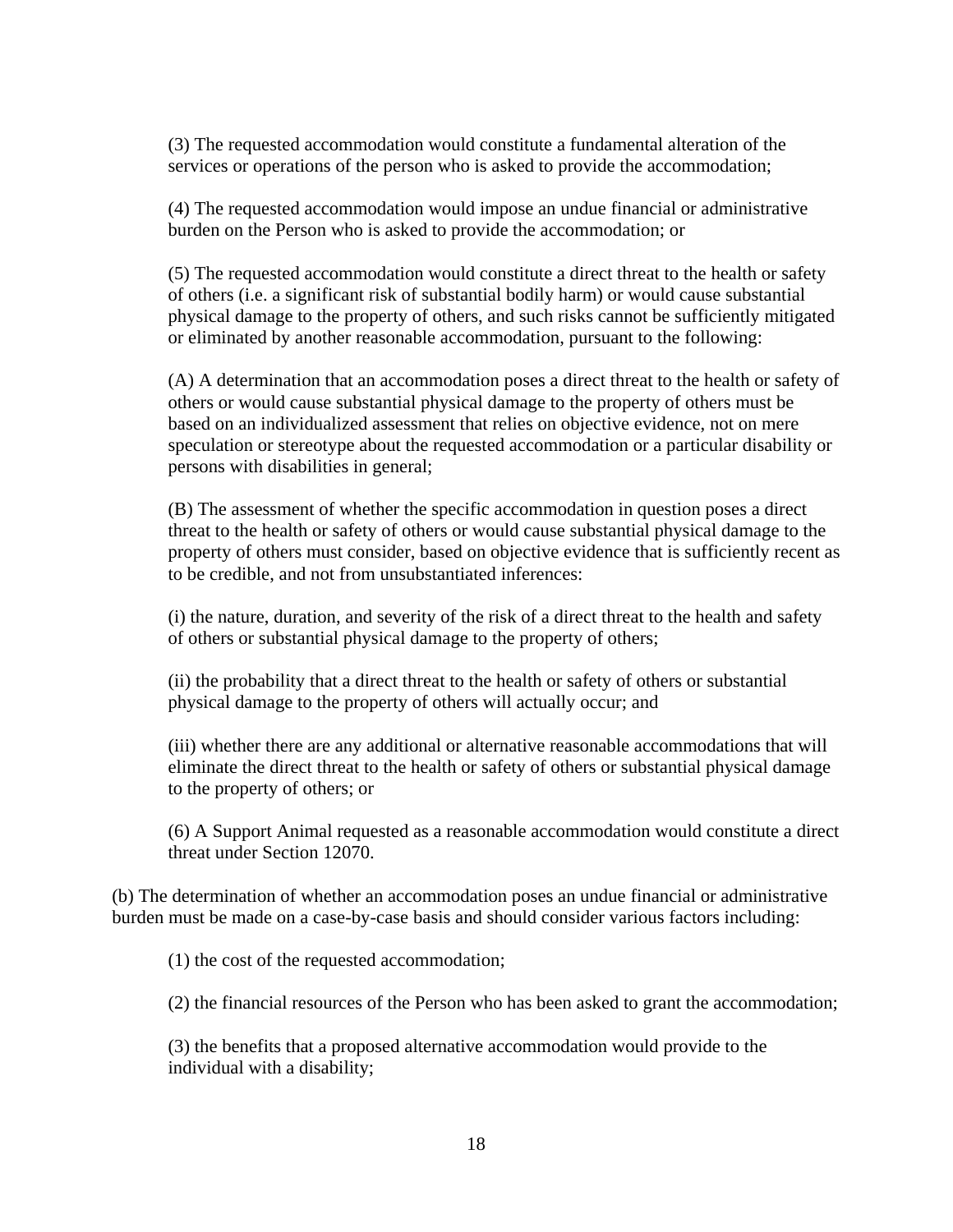(3) The requested accommodation would constitute a fundamental alteration of the services or operations of the person who is asked to provide the accommodation;

(4) The requested accommodation would impose an undue financial or administrative burden on the Person who is asked to provide the accommodation; or

(5) The requested accommodation would constitute a direct threat to the health or safety of others (i.e. a significant risk of substantial bodily harm) or would cause substantial physical damage to the property of others, and such risks cannot be sufficiently mitigated or eliminated by another reasonable accommodation, pursuant to the following:

(A) A determination that an accommodation poses a direct threat to the health or safety of others or would cause substantial physical damage to the property of others must be based on an individualized assessment that relies on objective evidence, not on mere speculation or stereotype about the requested accommodation or a particular disability or persons with disabilities in general;

(B) The assessment of whether the specific accommodation in question poses a direct threat to the health or safety of others or would cause substantial physical damage to the property of others must consider, based on objective evidence that is sufficiently recent as to be credible, and not from unsubstantiated inferences:

(i) the nature, duration, and severity of the risk of a direct threat to the health and safety of others or substantial physical damage to the property of others;

(ii) the probability that a direct threat to the health or safety of others or substantial physical damage to the property of others will actually occur; and

(iii) whether there are any additional or alternative reasonable accommodations that will eliminate the direct threat to the health or safety of others or substantial physical damage to the property of others; or

(6) A Support Animal requested as a reasonable accommodation would constitute a direct threat under Section 12070.

(b) The determination of whether an accommodation poses an undue financial or administrative burden must be made on a case-by-case basis and should consider various factors including:

(1) the cost of the requested accommodation;

(2) the financial resources of the Person who has been asked to grant the accommodation;

(3) the benefits that a proposed alternative accommodation would provide to the individual with a disability;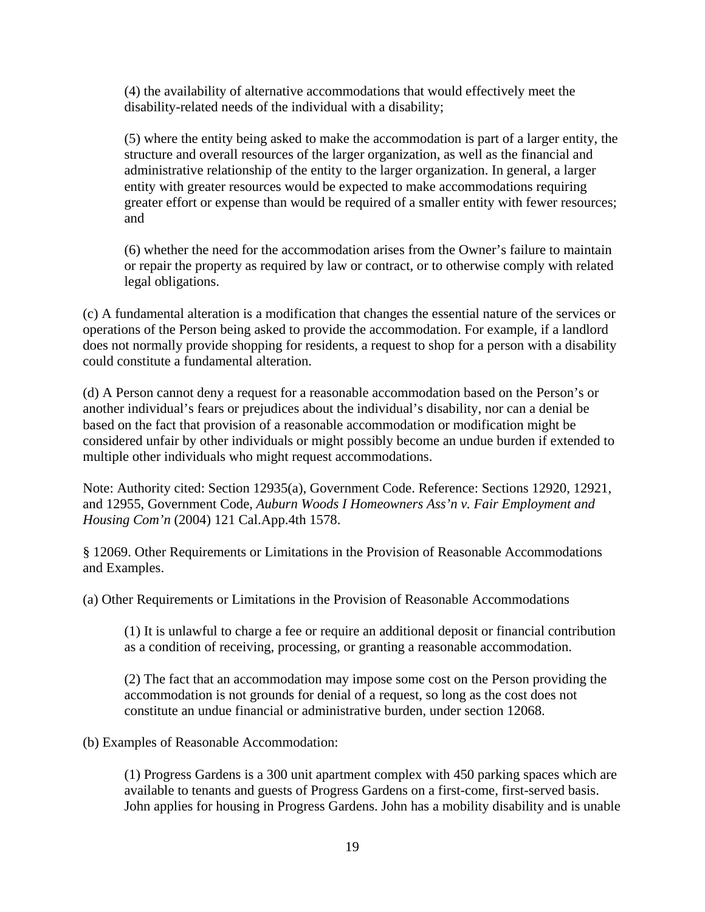(4) the availability of alternative accommodations that would effectively meet the disability-related needs of the individual with a disability;

(5) where the entity being asked to make the accommodation is part of a larger entity, the structure and overall resources of the larger organization, as well as the financial and administrative relationship of the entity to the larger organization. In general, a larger entity with greater resources would be expected to make accommodations requiring greater effort or expense than would be required of a smaller entity with fewer resources; and

(6) whether the need for the accommodation arises from the Owner's failure to maintain or repair the property as required by law or contract, or to otherwise comply with related legal obligations.

(c) A fundamental alteration is a modification that changes the essential nature of the services or operations of the Person being asked to provide the accommodation. For example, if a landlord does not normally provide shopping for residents, a request to shop for a person with a disability could constitute a fundamental alteration.

(d) A Person cannot deny a request for a reasonable accommodation based on the Person's or another individual's fears or prejudices about the individual's disability, nor can a denial be based on the fact that provision of a reasonable accommodation or modification might be considered unfair by other individuals or might possibly become an undue burden if extended to multiple other individuals who might request accommodations.

Note: Authority cited: Section 12935(a), Government Code. Reference: Sections 12920, 12921, and 12955, Government Code, *Auburn Woods I Homeowners Ass'n v. Fair Employment and Housing Com'n* (2004) 121 Cal.App.4th 1578.

§ 12069. Other Requirements or Limitations in the Provision of Reasonable Accommodations and Examples.

(a) Other Requirements or Limitations in the Provision of Reasonable Accommodations

(1) It is unlawful to charge a fee or require an additional deposit or financial contribution as a condition of receiving, processing, or granting a reasonable accommodation.

(2) The fact that an accommodation may impose some cost on the Person providing the accommodation is not grounds for denial of a request, so long as the cost does not constitute an undue financial or administrative burden, under section 12068.

(b) Examples of Reasonable Accommodation:

(1) Progress Gardens is a 300 unit apartment complex with 450 parking spaces which are available to tenants and guests of Progress Gardens on a first-come, first-served basis. John applies for housing in Progress Gardens. John has a mobility disability and is unable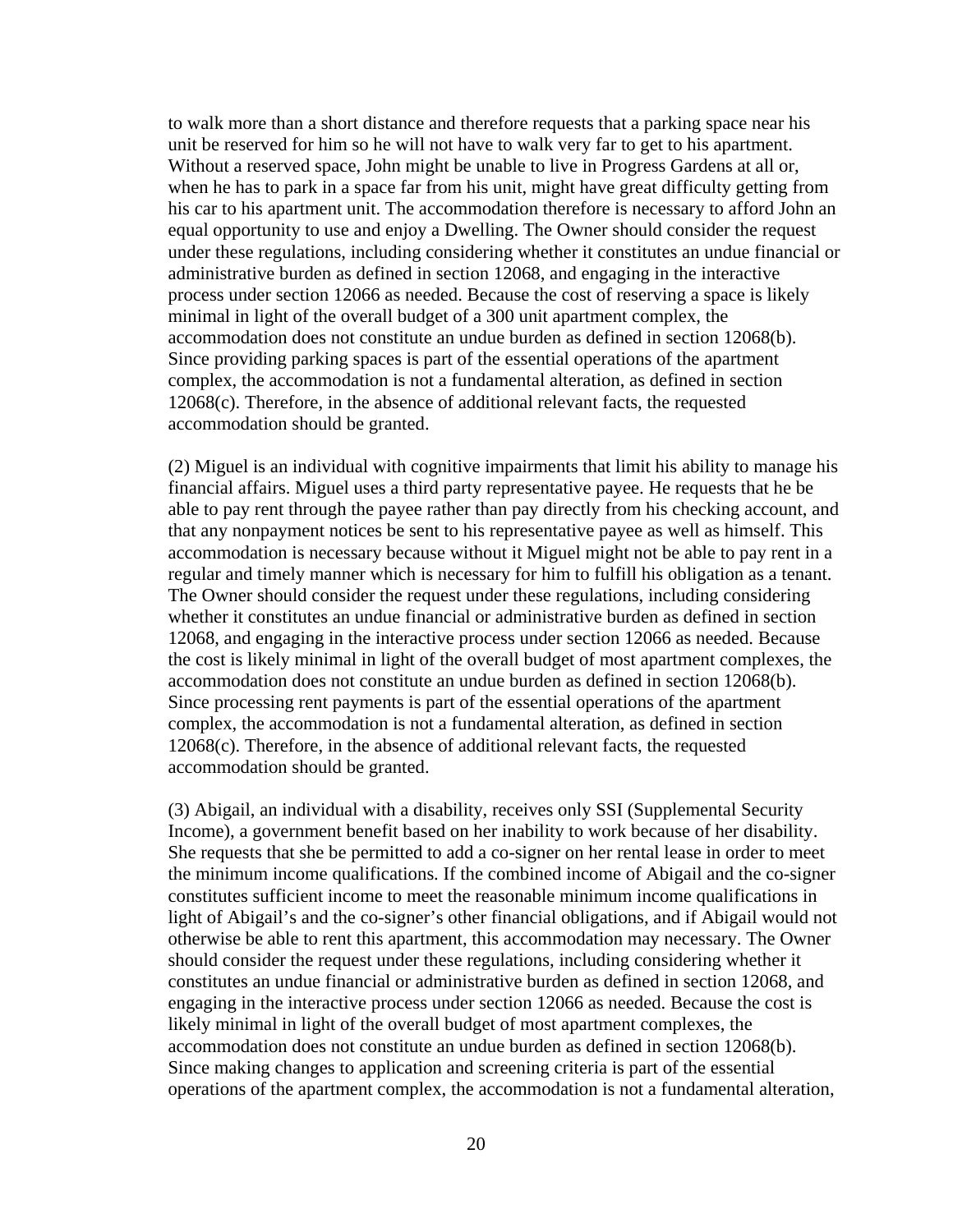to walk more than a short distance and therefore requests that a parking space near his unit be reserved for him so he will not have to walk very far to get to his apartment. Without a reserved space, John might be unable to live in Progress Gardens at all or, when he has to park in a space far from his unit, might have great difficulty getting from his car to his apartment unit. The accommodation therefore is necessary to afford John an equal opportunity to use and enjoy a Dwelling. The Owner should consider the request under these regulations, including considering whether it constitutes an undue financial or administrative burden as defined in section 12068, and engaging in the interactive process under section 12066 as needed. Because the cost of reserving a space is likely minimal in light of the overall budget of a 300 unit apartment complex, the accommodation does not constitute an undue burden as defined in section 12068(b). Since providing parking spaces is part of the essential operations of the apartment complex, the accommodation is not a fundamental alteration, as defined in section 12068(c). Therefore, in the absence of additional relevant facts, the requested accommodation should be granted.

(2) Miguel is an individual with cognitive impairments that limit his ability to manage his financial affairs. Miguel uses a third party representative payee. He requests that he be able to pay rent through the payee rather than pay directly from his checking account, and that any nonpayment notices be sent to his representative payee as well as himself. This accommodation is necessary because without it Miguel might not be able to pay rent in a regular and timely manner which is necessary for him to fulfill his obligation as a tenant. The Owner should consider the request under these regulations, including considering whether it constitutes an undue financial or administrative burden as defined in section 12068, and engaging in the interactive process under section 12066 as needed. Because the cost is likely minimal in light of the overall budget of most apartment complexes, the accommodation does not constitute an undue burden as defined in section 12068(b). Since processing rent payments is part of the essential operations of the apartment complex, the accommodation is not a fundamental alteration, as defined in section 12068(c). Therefore, in the absence of additional relevant facts, the requested accommodation should be granted.

(3) Abigail, an individual with a disability, receives only SSI (Supplemental Security Income), a government benefit based on her inability to work because of her disability. She requests that she be permitted to add a co-signer on her rental lease in order to meet the minimum income qualifications. If the combined income of Abigail and the co-signer constitutes sufficient income to meet the reasonable minimum income qualifications in light of Abigail's and the co-signer's other financial obligations, and if Abigail would not otherwise be able to rent this apartment, this accommodation may necessary. The Owner should consider the request under these regulations, including considering whether it constitutes an undue financial or administrative burden as defined in section 12068, and engaging in the interactive process under section 12066 as needed. Because the cost is likely minimal in light of the overall budget of most apartment complexes, the accommodation does not constitute an undue burden as defined in section 12068(b). Since making changes to application and screening criteria is part of the essential operations of the apartment complex, the accommodation is not a fundamental alteration,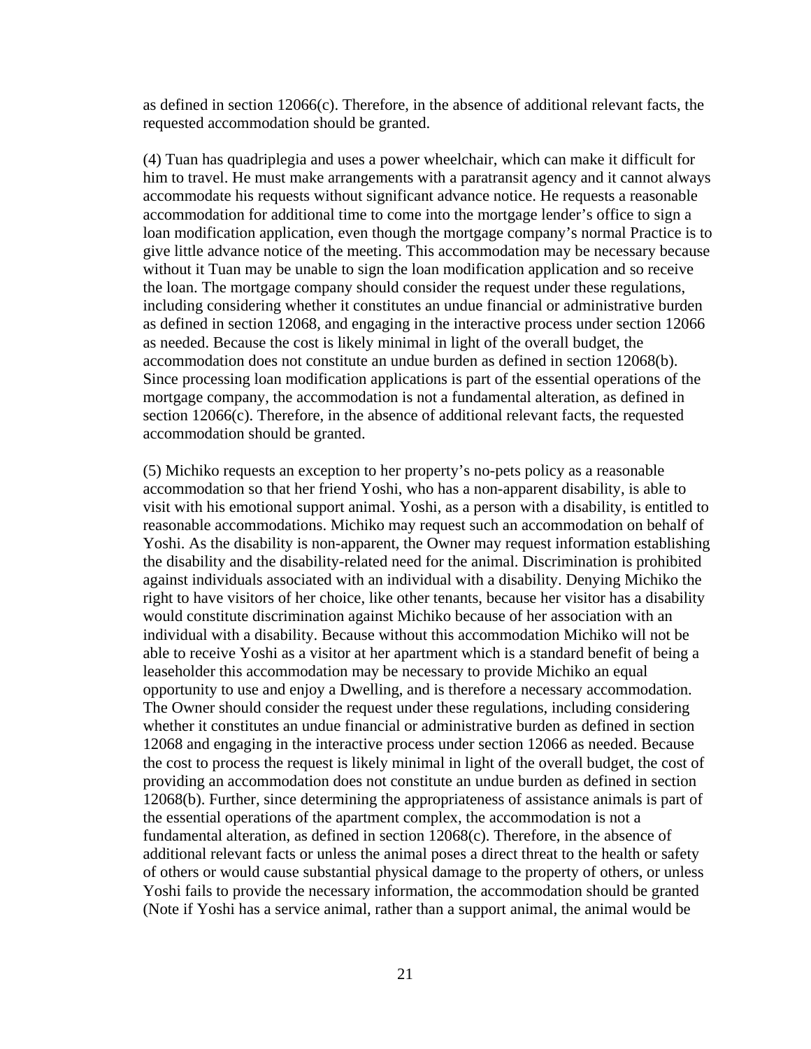as defined in section 12066(c). Therefore, in the absence of additional relevant facts, the requested accommodation should be granted.

(4) Tuan has quadriplegia and uses a power wheelchair, which can make it difficult for him to travel. He must make arrangements with a paratransit agency and it cannot always accommodate his requests without significant advance notice. He requests a reasonable accommodation for additional time to come into the mortgage lender's office to sign a loan modification application, even though the mortgage company's normal Practice is to give little advance notice of the meeting. This accommodation may be necessary because without it Tuan may be unable to sign the loan modification application and so receive the loan. The mortgage company should consider the request under these regulations, including considering whether it constitutes an undue financial or administrative burden as defined in section 12068, and engaging in the interactive process under section 12066 as needed. Because the cost is likely minimal in light of the overall budget, the accommodation does not constitute an undue burden as defined in section 12068(b). Since processing loan modification applications is part of the essential operations of the mortgage company, the accommodation is not a fundamental alteration, as defined in section 12066(c). Therefore, in the absence of additional relevant facts, the requested accommodation should be granted.

(5) Michiko requests an exception to her property's no-pets policy as a reasonable accommodation so that her friend Yoshi, who has a non-apparent disability, is able to visit with his emotional support animal. Yoshi, as a person with a disability, is entitled to reasonable accommodations. Michiko may request such an accommodation on behalf of Yoshi. As the disability is non-apparent, the Owner may request information establishing the disability and the disability-related need for the animal. Discrimination is prohibited against individuals associated with an individual with a disability. Denying Michiko the right to have visitors of her choice, like other tenants, because her visitor has a disability would constitute discrimination against Michiko because of her association with an individual with a disability. Because without this accommodation Michiko will not be able to receive Yoshi as a visitor at her apartment which is a standard benefit of being a leaseholder this accommodation may be necessary to provide Michiko an equal opportunity to use and enjoy a Dwelling, and is therefore a necessary accommodation. The Owner should consider the request under these regulations, including considering whether it constitutes an undue financial or administrative burden as defined in section 12068 and engaging in the interactive process under section 12066 as needed. Because the cost to process the request is likely minimal in light of the overall budget, the cost of providing an accommodation does not constitute an undue burden as defined in section 12068(b). Further, since determining the appropriateness of assistance animals is part of the essential operations of the apartment complex, the accommodation is not a fundamental alteration, as defined in section 12068(c). Therefore, in the absence of additional relevant facts or unless the animal poses a direct threat to the health or safety of others or would cause substantial physical damage to the property of others, or unless Yoshi fails to provide the necessary information, the accommodation should be granted (Note if Yoshi has a service animal, rather than a support animal, the animal would be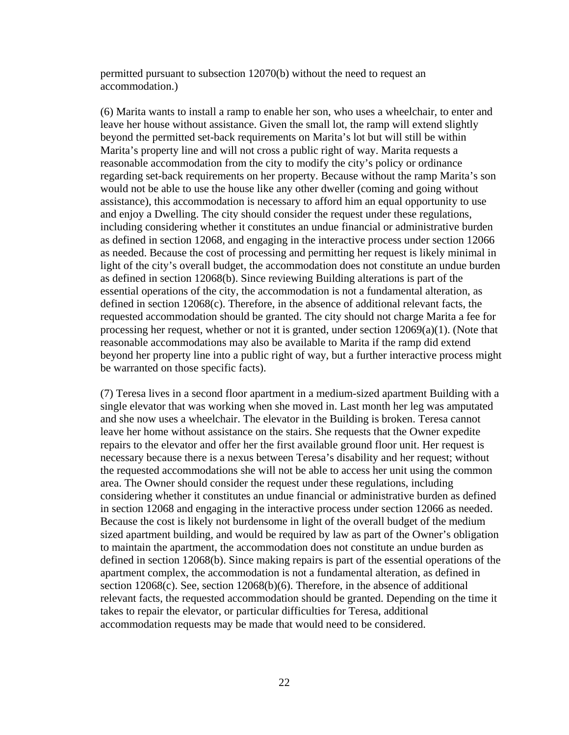permitted pursuant to subsection 12070(b) without the need to request an accommodation.)

(6) Marita wants to install a ramp to enable her son, who uses a wheelchair, to enter and leave her house without assistance. Given the small lot, the ramp will extend slightly beyond the permitted set-back requirements on Marita's lot but will still be within Marita's property line and will not cross a public right of way. Marita requests a reasonable accommodation from the city to modify the city's policy or ordinance regarding set-back requirements on her property. Because without the ramp Marita's son would not be able to use the house like any other dweller (coming and going without assistance), this accommodation is necessary to afford him an equal opportunity to use and enjoy a Dwelling. The city should consider the request under these regulations, including considering whether it constitutes an undue financial or administrative burden as defined in section 12068, and engaging in the interactive process under section 12066 as needed. Because the cost of processing and permitting her request is likely minimal in light of the city's overall budget, the accommodation does not constitute an undue burden as defined in section 12068(b). Since reviewing Building alterations is part of the essential operations of the city, the accommodation is not a fundamental alteration, as defined in section 12068(c). Therefore, in the absence of additional relevant facts, the requested accommodation should be granted. The city should not charge Marita a fee for processing her request, whether or not it is granted, under section 12069(a)(1). (Note that reasonable accommodations may also be available to Marita if the ramp did extend beyond her property line into a public right of way, but a further interactive process might be warranted on those specific facts).

(7) Teresa lives in a second floor apartment in a medium-sized apartment Building with a single elevator that was working when she moved in. Last month her leg was amputated and she now uses a wheelchair. The elevator in the Building is broken. Teresa cannot leave her home without assistance on the stairs. She requests that the Owner expedite repairs to the elevator and offer her the first available ground floor unit. Her request is necessary because there is a nexus between Teresa's disability and her request; without the requested accommodations she will not be able to access her unit using the common area. The Owner should consider the request under these regulations, including considering whether it constitutes an undue financial or administrative burden as defined in section 12068 and engaging in the interactive process under section 12066 as needed. Because the cost is likely not burdensome in light of the overall budget of the medium sized apartment building, and would be required by law as part of the Owner's obligation to maintain the apartment, the accommodation does not constitute an undue burden as defined in section 12068(b). Since making repairs is part of the essential operations of the apartment complex, the accommodation is not a fundamental alteration, as defined in section 12068(c). See, section 12068(b)(6). Therefore, in the absence of additional relevant facts, the requested accommodation should be granted. Depending on the time it takes to repair the elevator, or particular difficulties for Teresa, additional accommodation requests may be made that would need to be considered.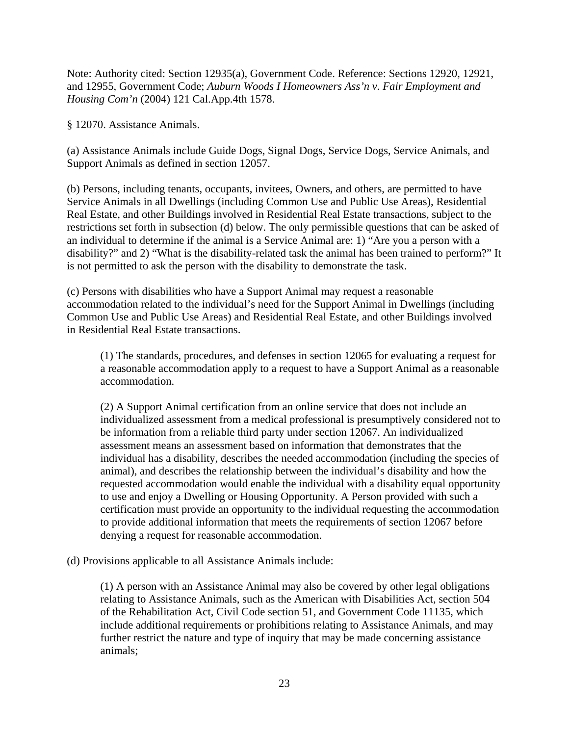Note: Authority cited: Section 12935(a), Government Code. Reference: Sections 12920, 12921, and 12955, Government Code; *Auburn Woods I Homeowners Ass'n v. Fair Employment and Housing Com'n* (2004) 121 Cal.App.4th 1578.

§ 12070. Assistance Animals.

(a) Assistance Animals include Guide Dogs, Signal Dogs, Service Dogs, Service Animals, and Support Animals as defined in section 12057.

(b) Persons, including tenants, occupants, invitees, Owners, and others, are permitted to have Service Animals in all Dwellings (including Common Use and Public Use Areas), Residential Real Estate, and other Buildings involved in Residential Real Estate transactions, subject to the restrictions set forth in subsection (d) below. The only permissible questions that can be asked of an individual to determine if the animal is a Service Animal are: 1) "Are you a person with a disability?" and 2) "What is the disability-related task the animal has been trained to perform?" It is not permitted to ask the person with the disability to demonstrate the task.

(c) Persons with disabilities who have a Support Animal may request a reasonable accommodation related to the individual's need for the Support Animal in Dwellings (including Common Use and Public Use Areas) and Residential Real Estate, and other Buildings involved in Residential Real Estate transactions.

> (1) The standards, procedures, and defenses in section 12065 for evaluating a request for a reasonable accommodation apply to a request to have a Support Animal as a reasonable accommodation.
>
> (2) A Support Animal certification from an online service that does not include an individualized assessment from a medical professional is presumptively considered not to be information from a reliable third party under section 12067. An individualized assessment means an assessment based on information that demonstrates that the individual has a disability, describes the needed accommodation (including the species of animal), and describes the relationship between the individual's disability and how the requested accommodation would enable the individual with a disability equal opportunity to use and enjoy a Dwelling or Housing Opportunity. A Person provided with such a certification must provide an opportunity to the individual requesting the accommodation to provide additional information that meets the requirements of section 12067 before denying a request for reasonable accommodation.

(d) Provisions applicable to all Assistance Animals include:

> (1) A person with an Assistance Animal may also be covered by other legal obligations relating to Assistance Animals, such as the American with Disabilities Act, section 504 of the Rehabilitation Act, Civil Code section 51, and Government Code 11135, which include additional requirements or prohibitions relating to Assistance Animals, and may further restrict the nature and type of inquiry that may be made concerning assistance animals;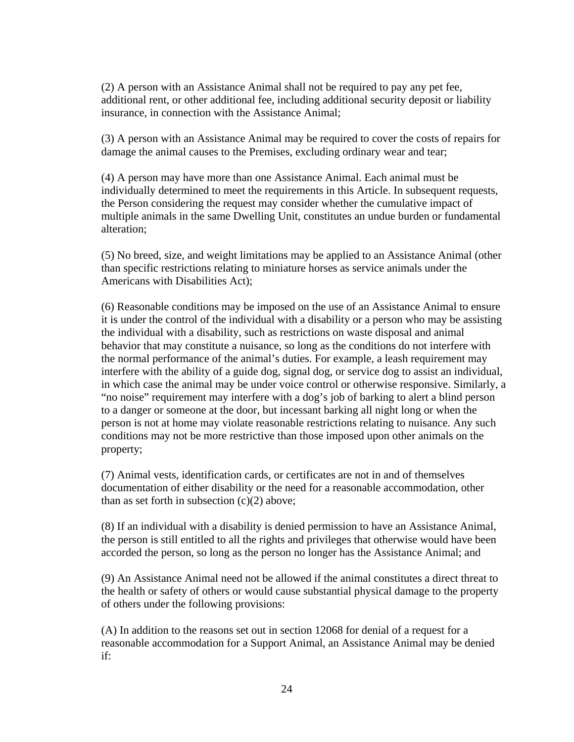(2) A person with an Assistance Animal shall not be required to pay any pet fee, additional rent, or other additional fee, including additional security deposit or liability insurance, in connection with the Assistance Animal;

(3) A person with an Assistance Animal may be required to cover the costs of repairs for damage the animal causes to the Premises, excluding ordinary wear and tear;

(4) A person may have more than one Assistance Animal. Each animal must be individually determined to meet the requirements in this Article. In subsequent requests, the Person considering the request may consider whether the cumulative impact of multiple animals in the same Dwelling Unit, constitutes an undue burden or fundamental alteration;

(5) No breed, size, and weight limitations may be applied to an Assistance Animal (other than specific restrictions relating to miniature horses as service animals under the Americans with Disabilities Act);

(6) Reasonable conditions may be imposed on the use of an Assistance Animal to ensure it is under the control of the individual with a disability or a person who may be assisting the individual with a disability, such as restrictions on waste disposal and animal behavior that may constitute a nuisance, so long as the conditions do not interfere with the normal performance of the animal's duties. For example, a leash requirement may interfere with the ability of a guide dog, signal dog, or service dog to assist an individual, in which case the animal may be under voice control or otherwise responsive. Similarly, a "no noise" requirement may interfere with a dog's job of barking to alert a blind person to a danger or someone at the door, but incessant barking all night long or when the person is not at home may violate reasonable restrictions relating to nuisance. Any such conditions may not be more restrictive than those imposed upon other animals on the property;

(7) Animal vests, identification cards, or certificates are not in and of themselves documentation of either disability or the need for a reasonable accommodation, other than as set forth in subsection (c)(2) above;

(8) If an individual with a disability is denied permission to have an Assistance Animal, the person is still entitled to all the rights and privileges that otherwise would have been accorded the person, so long as the person no longer has the Assistance Animal; and

(9) An Assistance Animal need not be allowed if the animal constitutes a direct threat to the health or safety of others or would cause substantial physical damage to the property of others under the following provisions:

(A) In addition to the reasons set out in section 12068 for denial of a request for a reasonable accommodation for a Support Animal, an Assistance Animal may be denied if: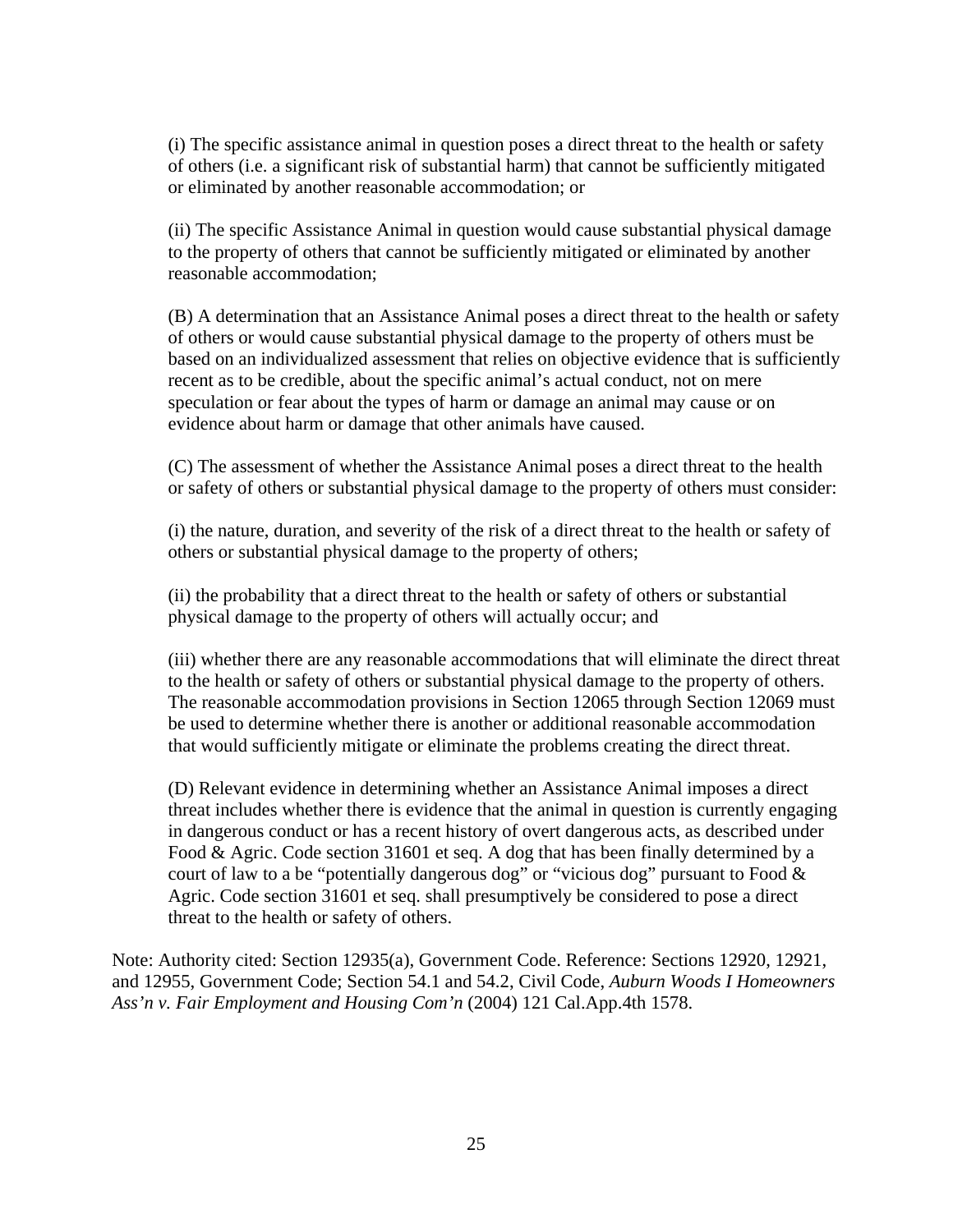(i) The specific assistance animal in question poses a direct threat to the health or safety of others (i.e. a significant risk of substantial harm) that cannot be sufficiently mitigated or eliminated by another reasonable accommodation; or

(ii) The specific Assistance Animal in question would cause substantial physical damage to the property of others that cannot be sufficiently mitigated or eliminated by another reasonable accommodation;

(B) A determination that an Assistance Animal poses a direct threat to the health or safety of others or would cause substantial physical damage to the property of others must be based on an individualized assessment that relies on objective evidence that is sufficiently recent as to be credible, about the specific animal's actual conduct, not on mere speculation or fear about the types of harm or damage an animal may cause or on evidence about harm or damage that other animals have caused.

(C) The assessment of whether the Assistance Animal poses a direct threat to the health or safety of others or substantial physical damage to the property of others must consider:

(i) the nature, duration, and severity of the risk of a direct threat to the health or safety of others or substantial physical damage to the property of others;

(ii) the probability that a direct threat to the health or safety of others or substantial physical damage to the property of others will actually occur; and

(iii) whether there are any reasonable accommodations that will eliminate the direct threat to the health or safety of others or substantial physical damage to the property of others. The reasonable accommodation provisions in Section 12065 through Section 12069 must be used to determine whether there is another or additional reasonable accommodation that would sufficiently mitigate or eliminate the problems creating the direct threat.

(D) Relevant evidence in determining whether an Assistance Animal imposes a direct threat includes whether there is evidence that the animal in question is currently engaging in dangerous conduct or has a recent history of overt dangerous acts, as described under Food & Agric. Code section 31601 et seq. A dog that has been finally determined by a court of law to a be "potentially dangerous dog" or "vicious dog" pursuant to Food & Agric. Code section 31601 et seq. shall presumptively be considered to pose a direct threat to the health or safety of others.

Note: Authority cited: Section 12935(a), Government Code. Reference: Sections 12920, 12921, and 12955, Government Code; Section 54.1 and 54.2, Civil Code, *Auburn Woods I Homeowners Ass'n v. Fair Employment and Housing Com'n* (2004) 121 Cal.App.4th 1578.